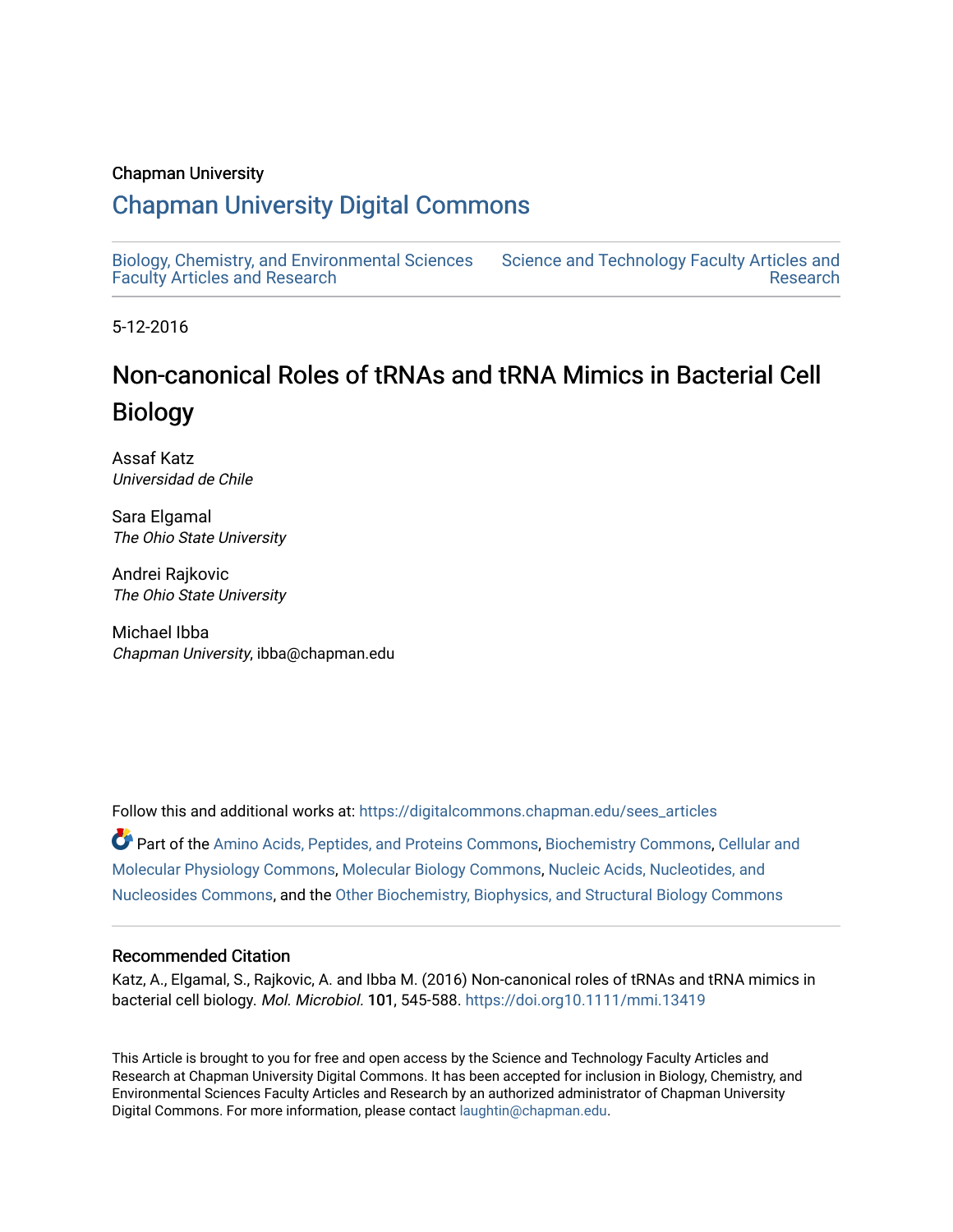Chapman University

# Chapman University Digital Commons

Biology, Chemistry, and Environmental Sciences Faculty Articles and Research

Science and Technology Faculty Articles and Research

5-12-2016

# Non-canonical Roles of tRNAs and tRNA Mimics in Bacterial Cell Biology

Assaf Katz
*Universidad de Chile*

Sara Elgamal
*The Ohio State University*

Andrei Rajkovic
*The Ohio State University*

Michael Ibba
*Chapman University*, ibba@chapman.edu

Follow this and additional works at: https://digitalcommons.chapman.edu/sees_articles

Part of the Amino Acids, Peptides, and Proteins Commons, Biochemistry Commons, Cellular and Molecular Physiology Commons, Molecular Biology Commons, Nucleic Acids, Nucleotides, and Nucleosides Commons, and the Other Biochemistry, Biophysics, and Structural Biology Commons

### Recommended Citation

Katz, A., Elgamal, S., Rajkovic, A. and Ibba M. (2016) Non-canonical roles of tRNAs and tRNA mimics in bacterial cell biology. *Mol. Microbiol.* 101, 545-588. https://doi.org10.1111/mmi.13419

This Article is brought to you for free and open access by the Science and Technology Faculty Articles and Research at Chapman University Digital Commons. It has been accepted for inclusion in Biology, Chemistry, and Environmental Sciences Faculty Articles and Research by an authorized administrator of Chapman University Digital Commons. For more information, please contact laughtin@chapman.edu.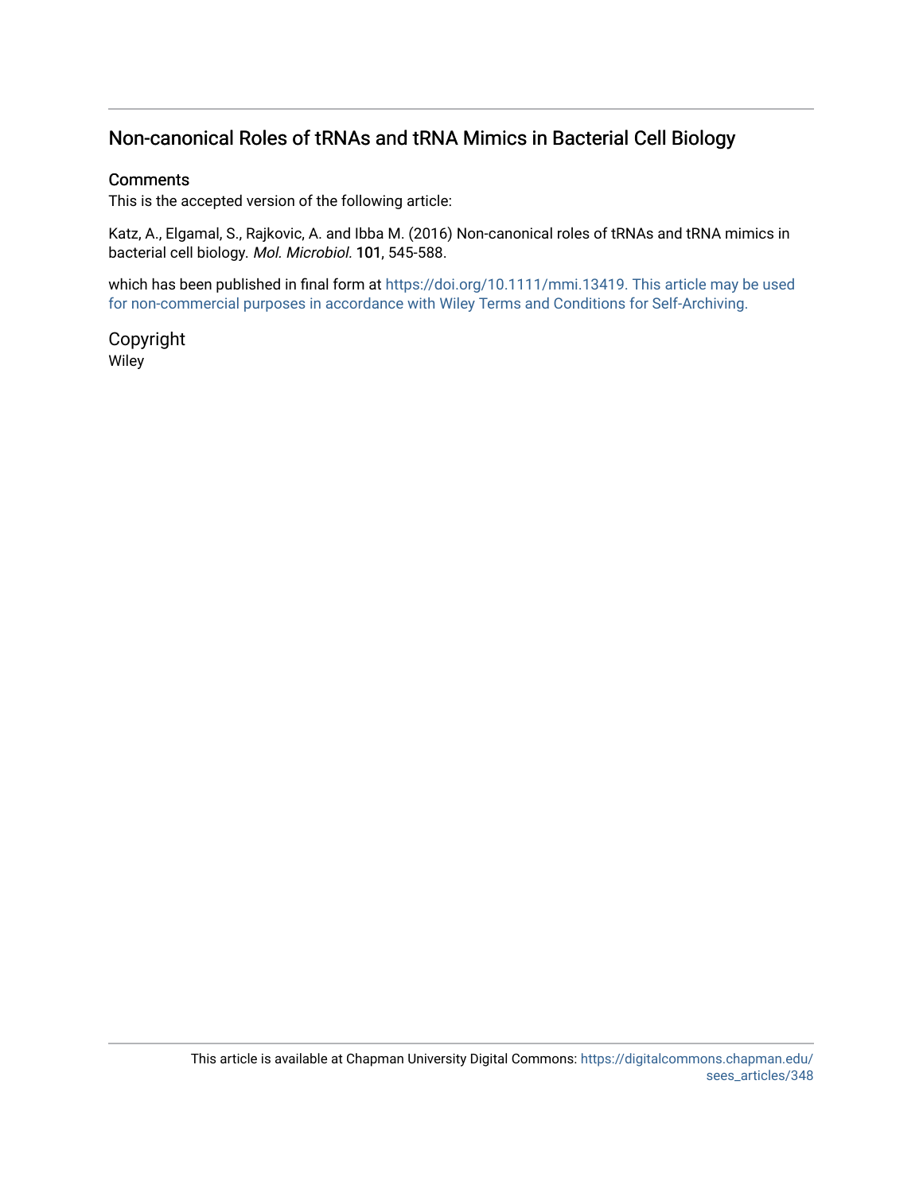## Non-canonical Roles of tRNAs and tRNA Mimics in Bacterial Cell Biology

### Comments

This is the accepted version of the following article:

Katz, A., Elgamal, S., Rajkovic, A. and Ibba M. (2016) Non-canonical roles of tRNAs and tRNA mimics in bacterial cell biology. *Mol. Microbiol.* **101**, 545-588.

which has been published in final form at https://doi.org/10.1111/mmi.13419. This article may be used for non-commercial purposes in accordance with Wiley Terms and Conditions for Self-Archiving.

### Copyright

Wiley

This article is available at Chapman University Digital Commons: https://digitalcommons.chapman.edu/sees_articles/348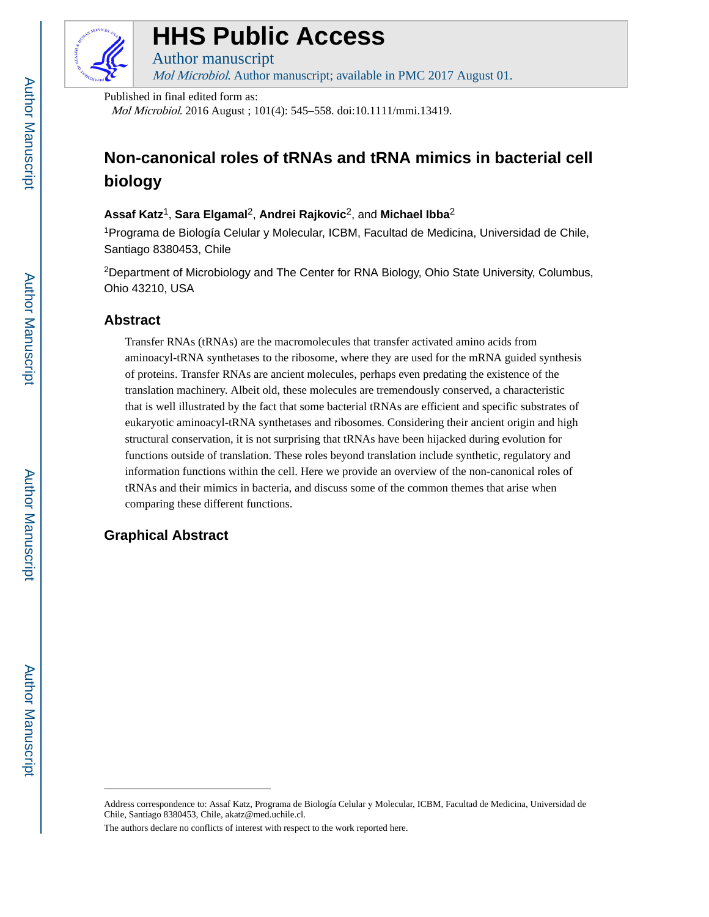# Non-canonical roles of tRNAs and tRNA mimics in bacterial cell biology

**Assaf Katz**[1], **Sara Elgamal**[2], **Andrei Rajkovic**[2], and **Michael Ibba**[2]

[1]Programa de Biología Celular y Molecular, ICBM, Facultad de Medicina, Universidad de Chile, Santiago 8380453, Chile

[2]Department of Microbiology and The Center for RNA Biology, Ohio State University, Columbus, Ohio 43210, USA

## Abstract

Transfer RNAs (tRNAs) are the macromolecules that transfer activated amino acids from aminoacyl-tRNA synthetases to the ribosome, where they are used for the mRNA guided synthesis of proteins. Transfer RNAs are ancient molecules, perhaps even predating the existence of the translation machinery. Albeit old, these molecules are tremendously conserved, a characteristic that is well illustrated by the fact that some bacterial tRNAs are efficient and specific substrates of eukaryotic aminoacyl-tRNA synthetases and ribosomes. Considering their ancient origin and high structural conservation, it is not surprising that tRNAs have been hijacked during evolution for functions outside of translation. These roles beyond translation include synthetic, regulatory and information functions within the cell. Here we provide an overview of the non-canonical roles of tRNAs and their mimics in bacteria, and discuss some of the common themes that arise when comparing these different functions.

## Graphical Abstract

Address correspondence to: Assaf Katz, Programa de Biología Celular y Molecular, ICBM, Facultad de Medicina, Universidad de Chile, Santiago 8380453, Chile, akatz@med.uchile.cl.

The authors declare no conflicts of interest with respect to the work reported here.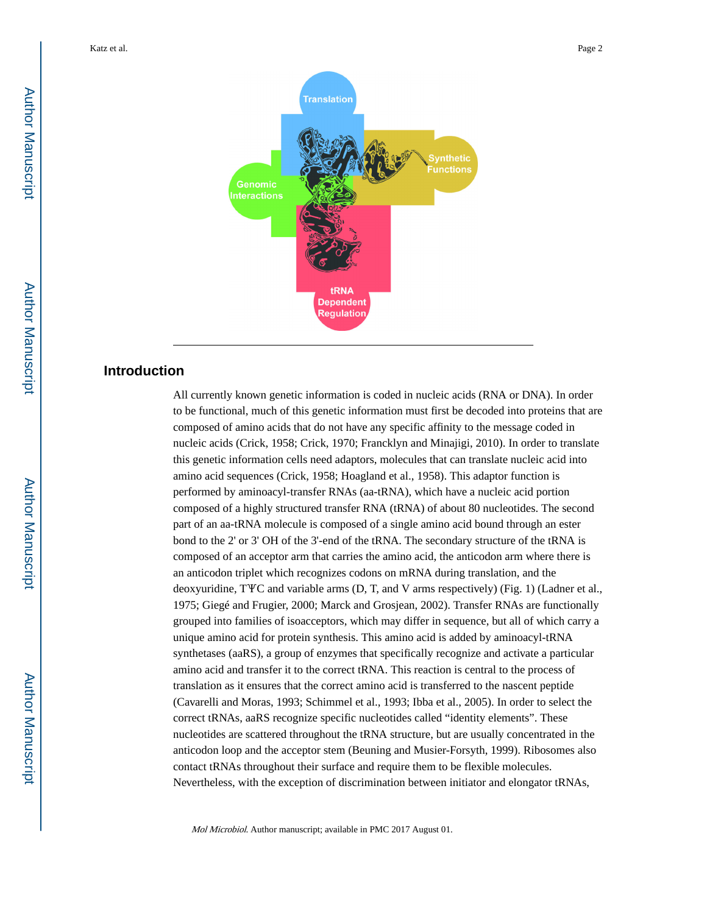## Introduction

All currently known genetic information is coded in nucleic acids (RNA or DNA). In order to be functional, much of this genetic information must first be decoded into proteins that are composed of amino acids that do not have any specific affinity to the message coded in nucleic acids (Crick, 1958; Crick, 1970; Francklyn and Minajigi, 2010). In order to translate this genetic information cells need adaptors, molecules that can translate nucleic acid into amino acid sequences (Crick, 1958; Hoagland et al., 1958). This adaptor function is performed by aminoacyl-transfer RNAs (aa-tRNA), which have a nucleic acid portion composed of a highly structured transfer RNA (tRNA) of about 80 nucleotides. The second part of an aa-tRNA molecule is composed of a single amino acid bound through an ester bond to the 2' or 3' OH of the 3'-end of the tRNA. The secondary structure of the tRNA is composed of an acceptor arm that carries the amino acid, the anticodon arm where there is an anticodon triplet which recognizes codons on mRNA during translation, and the deoxyuridine, TΨC and variable arms (D, T, and V arms respectively) (Fig. 1) (Ladner et al., 1975; Giegé and Frugier, 2000; Marck and Grosjean, 2002). Transfer RNAs are functionally grouped into families of isoacceptors, which may differ in sequence, but all of which carry a unique amino acid for protein synthesis. This amino acid is added by aminoacyl-tRNA synthetases (aaRS), a group of enzymes that specifically recognize and activate a particular amino acid and transfer it to the correct tRNA. This reaction is central to the process of translation as it ensures that the correct amino acid is transferred to the nascent peptide (Cavarelli and Moras, 1993; Schimmel et al., 1993; Ibba et al., 2005). In order to select the correct tRNAs, aaRS recognize specific nucleotides called “identity elements”. These nucleotides are scattered throughout the tRNA structure, but are usually concentrated in the anticodon loop and the acceptor stem (Beuning and Musier-Forsyth, 1999). Ribosomes also contact tRNAs throughout their surface and require them to be flexible molecules. Nevertheless, with the exception of discrimination between initiator and elongator tRNAs,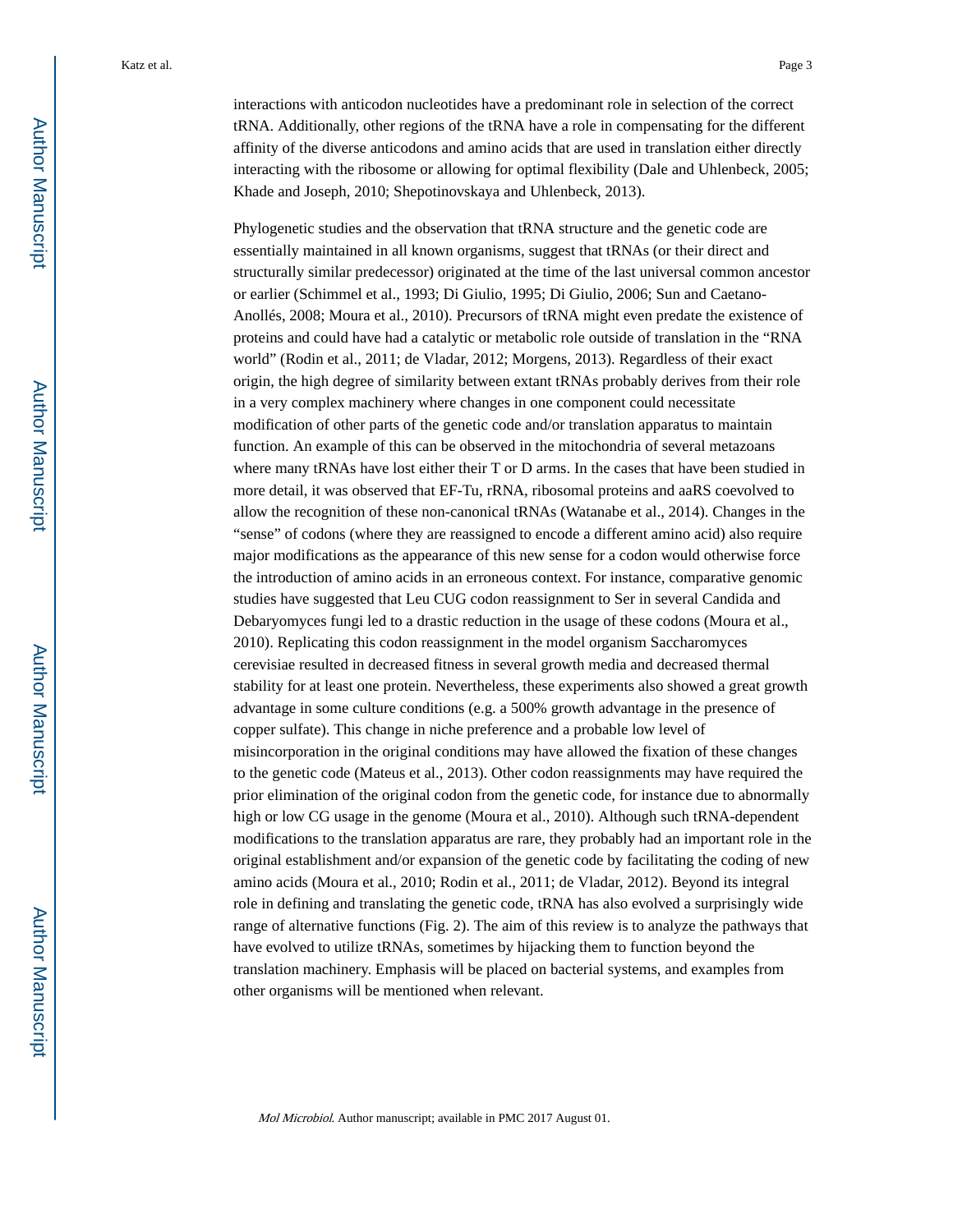interactions with anticodon nucleotides have a predominant role in selection of the correct tRNA. Additionally, other regions of the tRNA have a role in compensating for the different affinity of the diverse anticodons and amino acids that are used in translation either directly interacting with the ribosome or allowing for optimal flexibility (Dale and Uhlenbeck, 2005; Khade and Joseph, 2010; Shepotinovskaya and Uhlenbeck, 2013).

Phylogenetic studies and the observation that tRNA structure and the genetic code are essentially maintained in all known organisms, suggest that tRNAs (or their direct and structurally similar predecessor) originated at the time of the last universal common ancestor or earlier (Schimmel et al., 1993; Di Giulio, 1995; Di Giulio, 2006; Sun and Caetano-Anollés, 2008; Moura et al., 2010). Precursors of tRNA might even predate the existence of proteins and could have had a catalytic or metabolic role outside of translation in the "RNA world" (Rodin et al., 2011; de Vladar, 2012; Morgens, 2013). Regardless of their exact origin, the high degree of similarity between extant tRNAs probably derives from their role in a very complex machinery where changes in one component could necessitate modification of other parts of the genetic code and/or translation apparatus to maintain function. An example of this can be observed in the mitochondria of several metazoans where many tRNAs have lost either their T or D arms. In the cases that have been studied in more detail, it was observed that EF-Tu, rRNA, ribosomal proteins and aaRS coevolved to allow the recognition of these non-canonical tRNAs (Watanabe et al., 2014). Changes in the "sense" of codons (where they are reassigned to encode a different amino acid) also require major modifications as the appearance of this new sense for a codon would otherwise force the introduction of amino acids in an erroneous context. For instance, comparative genomic studies have suggested that Leu CUG codon reassignment to Ser in several Candida and Debaryomyces fungi led to a drastic reduction in the usage of these codons (Moura et al., 2010). Replicating this codon reassignment in the model organism Saccharomyces cerevisiae resulted in decreased fitness in several growth media and decreased thermal stability for at least one protein. Nevertheless, these experiments also showed a great growth advantage in some culture conditions (e.g. a 500% growth advantage in the presence of copper sulfate). This change in niche preference and a probable low level of misincorporation in the original conditions may have allowed the fixation of these changes to the genetic code (Mateus et al., 2013). Other codon reassignments may have required the prior elimination of the original codon from the genetic code, for instance due to abnormally high or low CG usage in the genome (Moura et al., 2010). Although such tRNA-dependent modifications to the translation apparatus are rare, they probably had an important role in the original establishment and/or expansion of the genetic code by facilitating the coding of new amino acids (Moura et al., 2010; Rodin et al., 2011; de Vladar, 2012). Beyond its integral role in defining and translating the genetic code, tRNA has also evolved a surprisingly wide range of alternative functions (Fig. 2). The aim of this review is to analyze the pathways that have evolved to utilize tRNAs, sometimes by hijacking them to function beyond the translation machinery. Emphasis will be placed on bacterial systems, and examples from other organisms will be mentioned when relevant.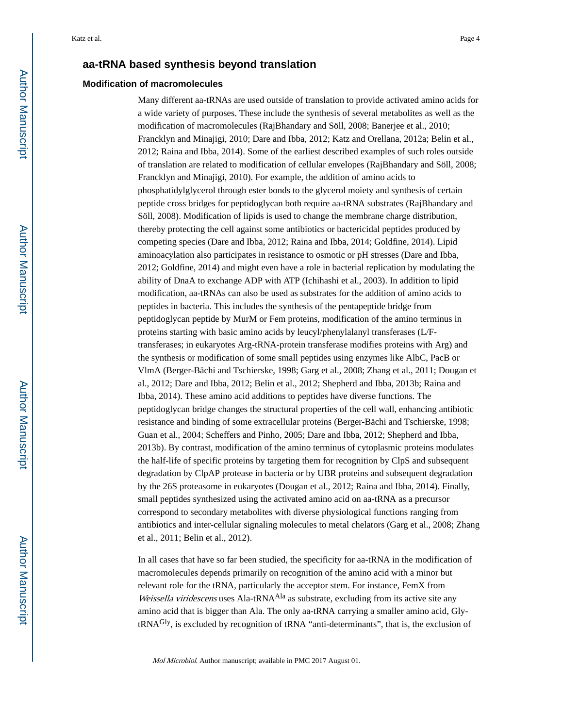## aa-tRNA based synthesis beyond translation

### Modification of macromolecules

Many different aa-tRNAs are used outside of translation to provide activated amino acids for a wide variety of purposes. These include the synthesis of several metabolites as well as the modification of macromolecules (RajBhandary and Söll, 2008; Banerjee et al., 2010; Francklyn and Minajigi, 2010; Dare and Ibba, 2012; Katz and Orellana, 2012a; Belin et al., 2012; Raina and Ibba, 2014). Some of the earliest described examples of such roles outside of translation are related to modification of cellular envelopes (RajBhandary and Söll, 2008; Francklyn and Minajigi, 2010). For example, the addition of amino acids to phosphatidylglycerol through ester bonds to the glycerol moiety and synthesis of certain peptide cross bridges for peptidoglycan both require aa-tRNA substrates (RajBhandary and Söll, 2008). Modification of lipids is used to change the membrane charge distribution, thereby protecting the cell against some antibiotics or bactericidal peptides produced by competing species (Dare and Ibba, 2012; Raina and Ibba, 2014; Goldfine, 2014). Lipid aminoacylation also participates in resistance to osmotic or pH stresses (Dare and Ibba, 2012; Goldfine, 2014) and might even have a role in bacterial replication by modulating the ability of DnaA to exchange ADP with ATP (Ichihashi et al., 2003). In addition to lipid modification, aa-tRNAs can also be used as substrates for the addition of amino acids to peptides in bacteria. This includes the synthesis of the pentapeptide bridge from peptidoglycan peptide by MurM or Fem proteins, modification of the amino terminus in proteins starting with basic amino acids by leucyl/phenylalanyl transferases (L/F-transferases; in eukaryotes Arg-tRNA-protein transferase modifies proteins with Arg) and the synthesis or modification of some small peptides using enzymes like AlbC, PacB or VlmA (Berger-Bächi and Tschierske, 1998; Garg et al., 2008; Zhang et al., 2011; Dougan et al., 2012; Dare and Ibba, 2012; Belin et al., 2012; Shepherd and Ibba, 2013b; Raina and Ibba, 2014). These amino acid additions to peptides have diverse functions. The peptidoglycan bridge changes the structural properties of the cell wall, enhancing antibiotic resistance and binding of some extracellular proteins (Berger-Bächi and Tschierske, 1998; Guan et al., 2004; Scheffers and Pinho, 2005; Dare and Ibba, 2012; Shepherd and Ibba, 2013b). By contrast, modification of the amino terminus of cytoplasmic proteins modulates the half-life of specific proteins by targeting them for recognition by ClpS and subsequent degradation by ClpAP protease in bacteria or by UBR proteins and subsequent degradation by the 26S proteasome in eukaryotes (Dougan et al., 2012; Raina and Ibba, 2014). Finally, small peptides synthesized using the activated amino acid on aa-tRNA as a precursor correspond to secondary metabolites with diverse physiological functions ranging from antibiotics and inter-cellular signaling molecules to metal chelators (Garg et al., 2008; Zhang et al., 2011; Belin et al., 2012).

In all cases that have so far been studied, the specificity for aa-tRNA in the modification of macromolecules depends primarily on recognition of the amino acid with a minor but relevant role for the tRNA, particularly the acceptor stem. For instance, FemX from *Weissella viridescens* uses Ala-tRNA$^{Ala}$ as substrate, excluding from its active site any amino acid that is bigger than Ala. The only aa-tRNA carrying a smaller amino acid, Gly-tRNA$^{Gly}$, is excluded by recognition of tRNA "anti-determinants", that is, the exclusion of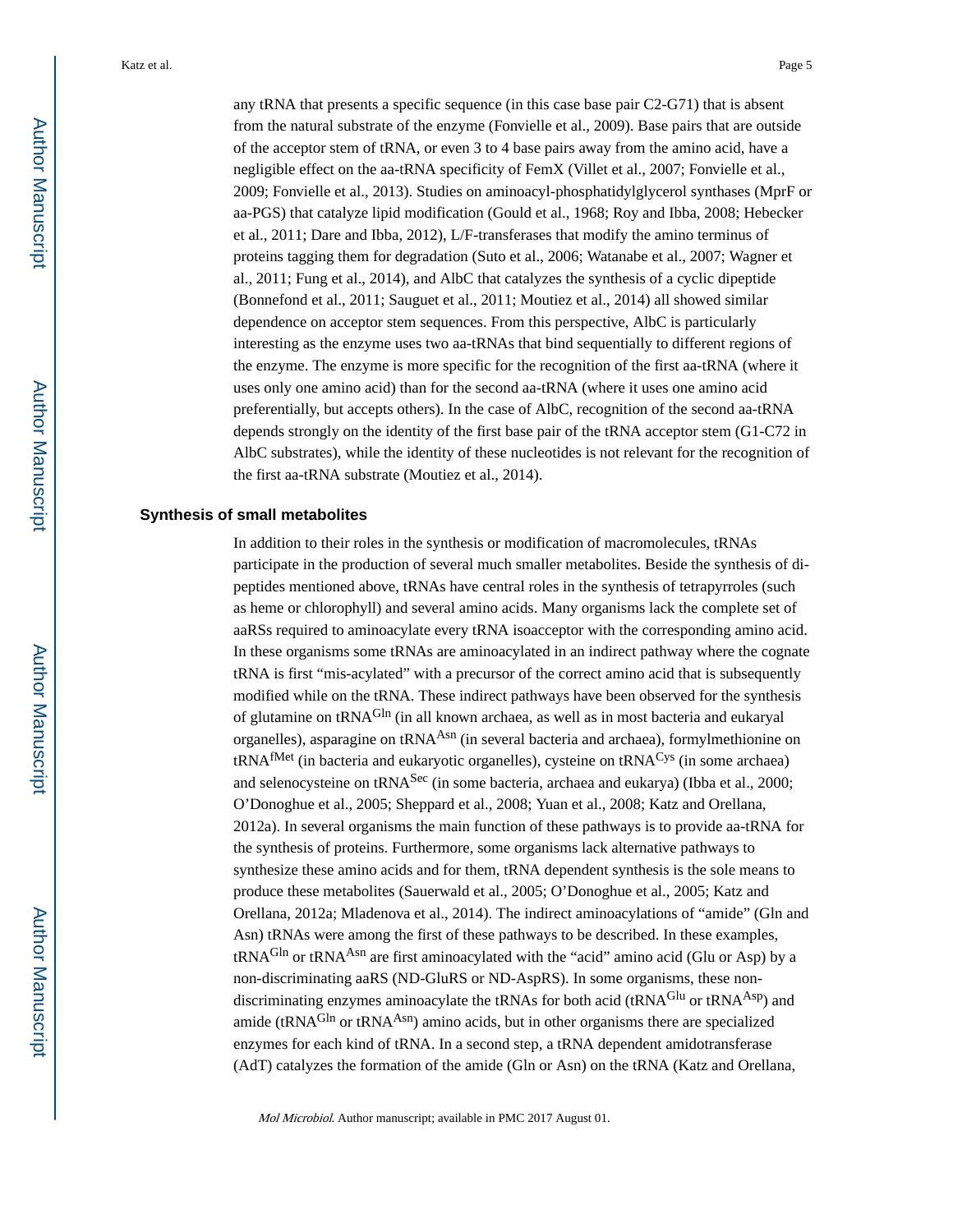any tRNA that presents a specific sequence (in this case base pair C2-G71) that is absent from the natural substrate of the enzyme (Fonvielle et al., 2009). Base pairs that are outside of the acceptor stem of tRNA, or even 3 to 4 base pairs away from the amino acid, have a negligible effect on the aa-tRNA specificity of FemX (Villet et al., 2007; Fonvielle et al., 2009; Fonvielle et al., 2013). Studies on aminoacyl-phosphatidylglycerol synthases (MprF or aa-PGS) that catalyze lipid modification (Gould et al., 1968; Roy and Ibba, 2008; Hebecker et al., 2011; Dare and Ibba, 2012), L/F-transferases that modify the amino terminus of proteins tagging them for degradation (Suto et al., 2006; Watanabe et al., 2007; Wagner et al., 2011; Fung et al., 2014), and AlbC that catalyzes the synthesis of a cyclic dipeptide (Bonnefond et al., 2011; Sauguet et al., 2011; Moutiez et al., 2014) all showed similar dependence on acceptor stem sequences. From this perspective, AlbC is particularly interesting as the enzyme uses two aa-tRNAs that bind sequentially to different regions of the enzyme. The enzyme is more specific for the recognition of the first aa-tRNA (where it uses only one amino acid) than for the second aa-tRNA (where it uses one amino acid preferentially, but accepts others). In the case of AlbC, recognition of the second aa-tRNA depends strongly on the identity of the first base pair of the tRNA acceptor stem (G1-C72 in AlbC substrates), while the identity of these nucleotides is not relevant for the recognition of the first aa-tRNA substrate (Moutiez et al., 2014).

## Synthesis of small metabolites

In addition to their roles in the synthesis or modification of macromolecules, tRNAs participate in the production of several much smaller metabolites. Beside the synthesis of di-peptides mentioned above, tRNAs have central roles in the synthesis of tetrapyrroles (such as heme or chlorophyll) and several amino acids. Many organisms lack the complete set of aaRSs required to aminoacylate every tRNA isoacceptor with the corresponding amino acid. In these organisms some tRNAs are aminoacylated in an indirect pathway where the cognate tRNA is first "mis-acylated" with a precursor of the correct amino acid that is subsequently modified while on the tRNA. These indirect pathways have been observed for the synthesis of glutamine on $tRNA^{Gln}$ (in all known archaea, as well as in most bacteria and eukaryal organelles), asparagine on $tRNA^{Asn}$ (in several bacteria and archaea), formylmethionine on $tRNA^{fMet}$ (in bacteria and eukaryotic organelles), cysteine on $tRNA^{Cys}$ (in some archaea) and selenocysteine on $tRNA^{Sec}$ (in some bacteria, archaea and eukarya) (Ibba et al., 2000; O'Donoghue et al., 2005; Sheppard et al., 2008; Yuan et al., 2008; Katz and Orellana, 2012a). In several organisms the main function of these pathways is to provide aa-tRNA for the synthesis of proteins. Furthermore, some organisms lack alternative pathways to synthesize these amino acids and for them, tRNA dependent synthesis is the sole means to produce these metabolites (Sauerwald et al., 2005; O'Donoghue et al., 2005; Katz and Orellana, 2012a; Mladenova et al., 2014). The indirect aminoacylations of "amide" (Gln and Asn) tRNAs were among the first of these pathways to be described. In these examples, $tRNA^{Gln}$ or $tRNA^{Asn}$ are first aminoacylated with the "acid" amino acid (Glu or Asp) by a non-discriminating aaRS (ND-GluRS or ND-AspRS). In some organisms, these non-discriminating enzymes aminoacylate the tRNAs for both acid ($tRNA^{Glu}$ or $tRNA^{Asp}$) and amide ($tRNA^{Gln}$ or $tRNA^{Asn}$) amino acids, but in other organisms there are specialized enzymes for each kind of tRNA. In a second step, a tRNA dependent amidotransferase (AdT) catalyzes the formation of the amide (Gln or Asn) on the tRNA (Katz and Orellana,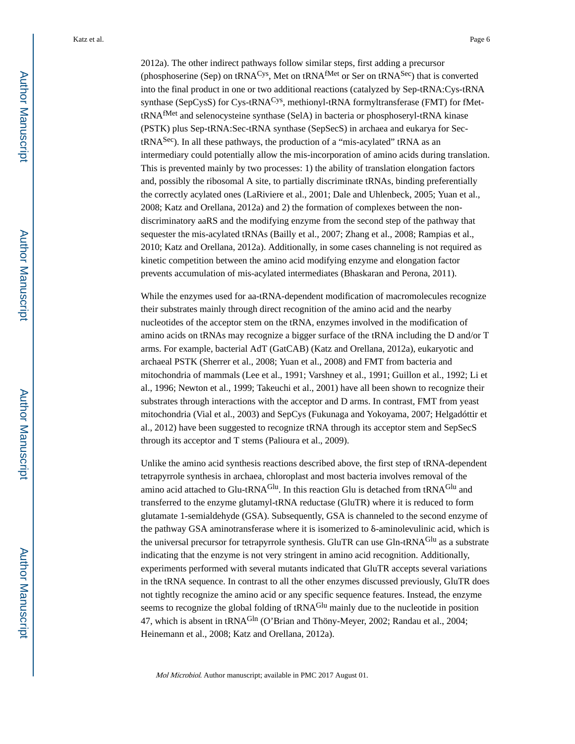2012a). The other indirect pathways follow similar steps, first adding a precursor (phosphoserine (Sep) on tRNA$^{Cys}$, Met on tRNA$^{fMet}$ or Ser on tRNA$^{Sec}$) that is converted into the final product in one or two additional reactions (catalyzed by Sep-tRNA:Cys-tRNA synthase (SepCysS) for Cys-tRNA$^{Cys}$, methionyl-tRNA formyltransferase (FMT) for fMet-tRNA$^{fMet}$ and selenocysteine synthase (SelA) in bacteria or phosphoseryl-tRNA kinase (PSTK) plus Sep-tRNA:Sec-tRNA synthase (SepSecS) in archaea and eukarya for Sec-tRNA$^{Sec}$). In all these pathways, the production of a "mis-acylated" tRNA as an intermediary could potentially allow the mis-incorporation of amino acids during translation. This is prevented mainly by two processes: 1) the ability of translation elongation factors and, possibly the ribosomal A site, to partially discriminate tRNAs, binding preferentially the correctly acylated ones (LaRiviere et al., 2001; Dale and Uhlenbeck, 2005; Yuan et al., 2008; Katz and Orellana, 2012a) and 2) the formation of complexes between the non-discriminatory aaRS and the modifying enzyme from the second step of the pathway that sequester the mis-acylated tRNAs (Bailly et al., 2007; Zhang et al., 2008; Rampias et al., 2010; Katz and Orellana, 2012a). Additionally, in some cases channeling is not required as kinetic competition between the amino acid modifying enzyme and elongation factor prevents accumulation of mis-acylated intermediates (Bhaskaran and Perona, 2011).

While the enzymes used for aa-tRNA-dependent modification of macromolecules recognize their substrates mainly through direct recognition of the amino acid and the nearby nucleotides of the acceptor stem on the tRNA, enzymes involved in the modification of amino acids on tRNAs may recognize a bigger surface of the tRNA including the D and/or T arms. For example, bacterial AdT (GatCAB) (Katz and Orellana, 2012a), eukaryotic and archaeal PSTK (Sherrer et al., 2008; Yuan et al., 2008) and FMT from bacteria and mitochondria of mammals (Lee et al., 1991; Varshney et al., 1991; Guillon et al., 1992; Li et al., 1996; Newton et al., 1999; Takeuchi et al., 2001) have all been shown to recognize their substrates through interactions with the acceptor and D arms. In contrast, FMT from yeast mitochondria (Vial et al., 2003) and SepCys (Fukunaga and Yokoyama, 2007; Helgadóttir et al., 2012) have been suggested to recognize tRNA through its acceptor stem and SepSecS through its acceptor and T stems (Palioura et al., 2009).

Unlike the amino acid synthesis reactions described above, the first step of tRNA-dependent tetrapyrrole synthesis in archaea, chloroplast and most bacteria involves removal of the amino acid attached to Glu-tRNA$^{Glu}$. In this reaction Glu is detached from tRNA$^{Glu}$ and transferred to the enzyme glutamyl-tRNA reductase (GluTR) where it is reduced to form glutamate 1-semialdehyde (GSA). Subsequently, GSA is channeled to the second enzyme of the pathway GSA aminotransferase where it is isomerized to δ-aminolevulinic acid, which is the universal precursor for tetrapyrrole synthesis. GluTR can use Gln-tRNA$^{Glu}$ as a substrate indicating that the enzyme is not very stringent in amino acid recognition. Additionally, experiments performed with several mutants indicated that GluTR accepts several variations in the tRNA sequence. In contrast to all the other enzymes discussed previously, GluTR does not tightly recognize the amino acid or any specific sequence features. Instead, the enzyme seems to recognize the global folding of tRNA$^{Glu}$ mainly due to the nucleotide in position 47, which is absent in tRNA$^{Gln}$ (O'Brian and Thöny-Meyer, 2002; Randau et al., 2004; Heinemann et al., 2008; Katz and Orellana, 2012a).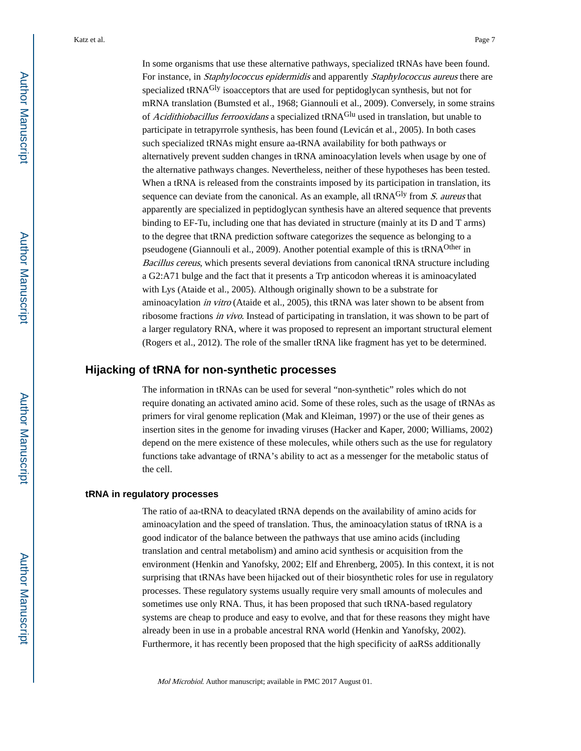In some organisms that use these alternative pathways, specialized tRNAs have been found. For instance, in *Staphylococcus epidermidis* and apparently *Staphylococcus aureus* there are specialized $tRNA^{Gly}$ isoacceptors that are used for peptidoglycan synthesis, but not for mRNA translation (Bumsted et al., 1968; Giannouli et al., 2009). Conversely, in some strains of *Acidithiobacillus ferrooxidans* a specialized $tRNA^{Glu}$ used in translation, but unable to participate in tetrapyrrole synthesis, has been found (Levicán et al., 2005). In both cases such specialized tRNAs might ensure aa-tRNA availability for both pathways or alternatively prevent sudden changes in tRNA aminoacylation levels when usage by one of the alternative pathways changes. Nevertheless, neither of these hypotheses has been tested. When a tRNA is released from the constraints imposed by its participation in translation, its sequence can deviate from the canonical. As an example, all $tRNA^{Gly}$ from *S. aureus* that apparently are specialized in peptidoglycan synthesis have an altered sequence that prevents binding to EF-Tu, including one that has deviated in structure (mainly at its D and T arms) to the degree that tRNA prediction software categorizes the sequence as belonging to a pseudogene (Giannouli et al., 2009). Another potential example of this is $tRNA^{Other}$ in *Bacillus cereus*, which presents several deviations from canonical tRNA structure including a G2:A71 bulge and the fact that it presents a Trp anticodon whereas it is aminoacylated with Lys (Ataide et al., 2005). Although originally shown to be a substrate for aminoacylation *in vitro* (Ataide et al., 2005), this tRNA was later shown to be absent from ribosome fractions *in vivo*. Instead of participating in translation, it was shown to be part of a larger regulatory RNA, where it was proposed to represent an important structural element (Rogers et al., 2012). The role of the smaller tRNA like fragment has yet to be determined.

## Hijacking of tRNA for non-synthetic processes

The information in tRNAs can be used for several "non-synthetic" roles which do not require donating an activated amino acid. Some of these roles, such as the usage of tRNAs as primers for viral genome replication (Mak and Kleiman, 1997) or the use of their genes as insertion sites in the genome for invading viruses (Hacker and Kaper, 2000; Williams, 2002) depend on the mere existence of these molecules, while others such as the use for regulatory functions take advantage of tRNA's ability to act as a messenger for the metabolic status of the cell.

### tRNA in regulatory processes

The ratio of aa-tRNA to deacylated tRNA depends on the availability of amino acids for aminoacylation and the speed of translation. Thus, the aminoacylation status of tRNA is a good indicator of the balance between the pathways that use amino acids (including translation and central metabolism) and amino acid synthesis or acquisition from the environment (Henkin and Yanofsky, 2002; Elf and Ehrenberg, 2005). In this context, it is not surprising that tRNAs have been hijacked out of their biosynthetic roles for use in regulatory processes. These regulatory systems usually require very small amounts of molecules and sometimes use only RNA. Thus, it has been proposed that such tRNA-based regulatory systems are cheap to produce and easy to evolve, and that for these reasons they might have already been in use in a probable ancestral RNA world (Henkin and Yanofsky, 2002). Furthermore, it has recently been proposed that the high specificity of aaRSs additionally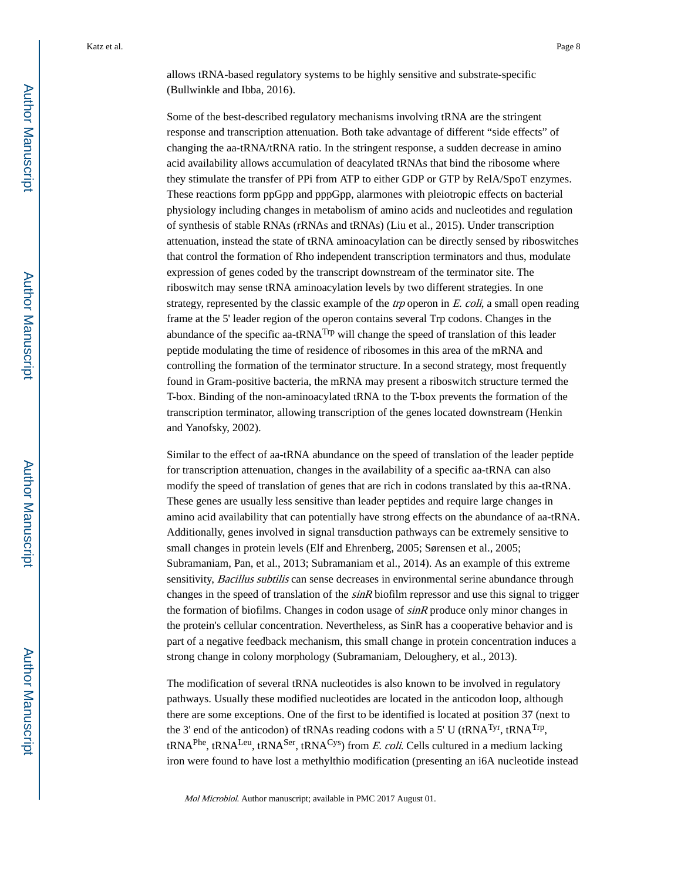allows tRNA-based regulatory systems to be highly sensitive and substrate-specific (Bullwinkle and Ibba, 2016).

Some of the best-described regulatory mechanisms involving tRNA are the stringent response and transcription attenuation. Both take advantage of different "side effects" of changing the aa-tRNA/tRNA ratio. In the stringent response, a sudden decrease in amino acid availability allows accumulation of deacylated tRNAs that bind the ribosome where they stimulate the transfer of PPi from ATP to either GDP or GTP by RelA/SpoT enzymes. These reactions form ppGpp and pppGpp, alarmones with pleiotropic effects on bacterial physiology including changes in metabolism of amino acids and nucleotides and regulation of synthesis of stable RNAs (rRNAs and tRNAs) (Liu et al., 2015). Under transcription attenuation, instead the state of tRNA aminoacylation can be directly sensed by riboswitches that control the formation of Rho independent transcription terminators and thus, modulate expression of genes coded by the transcript downstream of the terminator site. The riboswitch may sense tRNA aminoacylation levels by two different strategies. In one strategy, represented by the classic example of the *trp* operon in *E. coli*, a small open reading frame at the 5' leader region of the operon contains several Trp codons. Changes in the abundance of the specific aa-$tRNA^{Trp}$ will change the speed of translation of this leader peptide modulating the time of residence of ribosomes in this area of the mRNA and controlling the formation of the terminator structure. In a second strategy, most frequently found in Gram-positive bacteria, the mRNA may present a riboswitch structure termed the T-box. Binding of the non-aminoacylated tRNA to the T-box prevents the formation of the transcription terminator, allowing transcription of the genes located downstream (Henkin and Yanofsky, 2002).

Similar to the effect of aa-tRNA abundance on the speed of translation of the leader peptide for transcription attenuation, changes in the availability of a specific aa-tRNA can also modify the speed of translation of genes that are rich in codons translated by this aa-tRNA. These genes are usually less sensitive than leader peptides and require large changes in amino acid availability that can potentially have strong effects on the abundance of aa-tRNA. Additionally, genes involved in signal transduction pathways can be extremely sensitive to small changes in protein levels (Elf and Ehrenberg, 2005; Sørensen et al., 2005; Subramaniam, Pan, et al., 2013; Subramaniam et al., 2014). As an example of this extreme sensitivity, *Bacillus subtilis* can sense decreases in environmental serine abundance through changes in the speed of translation of the *sinR* biofilm repressor and use this signal to trigger the formation of biofilms. Changes in codon usage of *sinR* produce only minor changes in the protein's cellular concentration. Nevertheless, as SinR has a cooperative behavior and is part of a negative feedback mechanism, this small change in protein concentration induces a strong change in colony morphology (Subramaniam, Deloughery, et al., 2013).

The modification of several tRNA nucleotides is also known to be involved in regulatory pathways. Usually these modified nucleotides are located in the anticodon loop, although there are some exceptions. One of the first to be identified is located at position 37 (next to the 3' end of the anticodon) of tRNAs reading codons with a 5' U ($tRNA^{Tyr}$, $tRNA^{Trp}$, $tRNA^{Phe}$, $tRNA^{Leu}$, $tRNA^{Ser}$, $tRNA^{Cys}$) from *E. coli*. Cells cultured in a medium lacking iron were found to have lost a methylthio modification (presenting an i6A nucleotide instead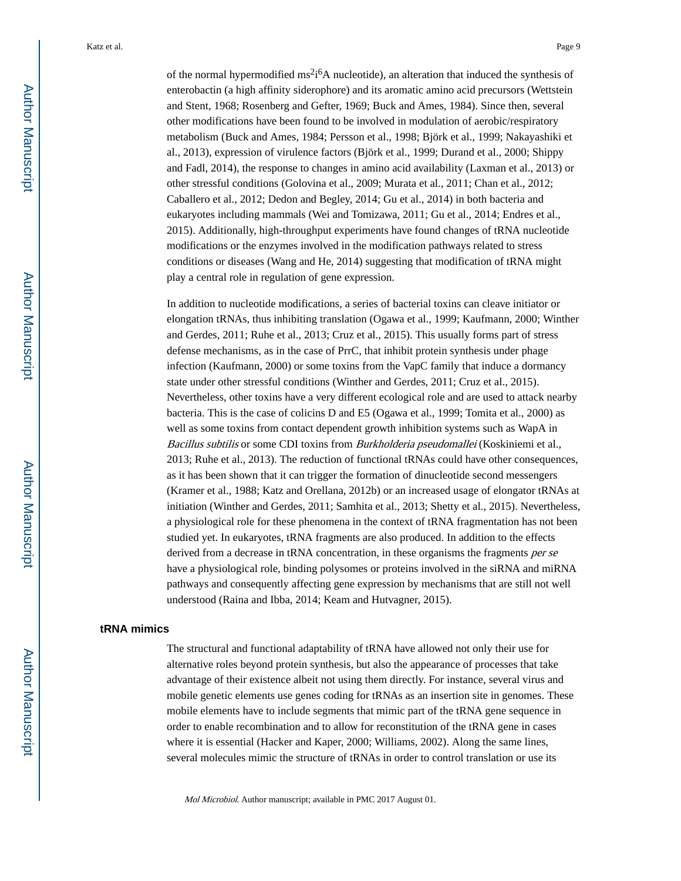of the normal hypermodified $ms^2i^6A$ nucleotide), an alteration that induced the synthesis of enterobactin (a high affinity siderophore) and its aromatic amino acid precursors (Wettstein and Stent, 1968; Rosenberg and Gefter, 1969; Buck and Ames, 1984). Since then, several other modifications have been found to be involved in modulation of aerobic/respiratory metabolism (Buck and Ames, 1984; Persson et al., 1998; Björk et al., 1999; Nakayashiki et al., 2013), expression of virulence factors (Björk et al., 1999; Durand et al., 2000; Shippy and Fadl, 2014), the response to changes in amino acid availability (Laxman et al., 2013) or other stressful conditions (Golovina et al., 2009; Murata et al., 2011; Chan et al., 2012; Caballero et al., 2012; Dedon and Begley, 2014; Gu et al., 2014) in both bacteria and eukaryotes including mammals (Wei and Tomizawa, 2011; Gu et al., 2014; Endres et al., 2015). Additionally, high-throughput experiments have found changes of tRNA nucleotide modifications or the enzymes involved in the modification pathways related to stress conditions or diseases (Wang and He, 2014) suggesting that modification of tRNA might play a central role in regulation of gene expression.

In addition to nucleotide modifications, a series of bacterial toxins can cleave initiator or elongation tRNAs, thus inhibiting translation (Ogawa et al., 1999; Kaufmann, 2000; Winther and Gerdes, 2011; Ruhe et al., 2013; Cruz et al., 2015). This usually forms part of stress defense mechanisms, as in the case of PrrC, that inhibit protein synthesis under phage infection (Kaufmann, 2000) or some toxins from the VapC family that induce a dormancy state under other stressful conditions (Winther and Gerdes, 2011; Cruz et al., 2015). Nevertheless, other toxins have a very different ecological role and are used to attack nearby bacteria. This is the case of colicins D and E5 (Ogawa et al., 1999; Tomita et al., 2000) as well as some toxins from contact dependent growth inhibition systems such as WapA in *Bacillus subtilis* or some CDI toxins from *Burkholderia pseudomallei* (Koskiniemi et al., 2013; Ruhe et al., 2013). The reduction of functional tRNAs could have other consequences, as it has been shown that it can trigger the formation of dinucleotide second messengers (Kramer et al., 1988; Katz and Orellana, 2012b) or an increased usage of elongator tRNAs at initiation (Winther and Gerdes, 2011; Samhita et al., 2013; Shetty et al., 2015). Nevertheless, a physiological role for these phenomena in the context of tRNA fragmentation has not been studied yet. In eukaryotes, tRNA fragments are also produced. In addition to the effects derived from a decrease in tRNA concentration, in these organisms the fragments *per se* have a physiological role, binding polysomes or proteins involved in the siRNA and miRNA pathways and consequently affecting gene expression by mechanisms that are still not well understood (Raina and Ibba, 2014; Keam and Hutvagner, 2015).

## tRNA mimics

The structural and functional adaptability of tRNA have allowed not only their use for alternative roles beyond protein synthesis, but also the appearance of processes that take advantage of their existence albeit not using them directly. For instance, several virus and mobile genetic elements use genes coding for tRNAs as an insertion site in genomes. These mobile elements have to include segments that mimic part of the tRNA gene sequence in order to enable recombination and to allow for reconstitution of the tRNA gene in cases where it is essential (Hacker and Kaper, 2000; Williams, 2002). Along the same lines, several molecules mimic the structure of tRNAs in order to control translation or use its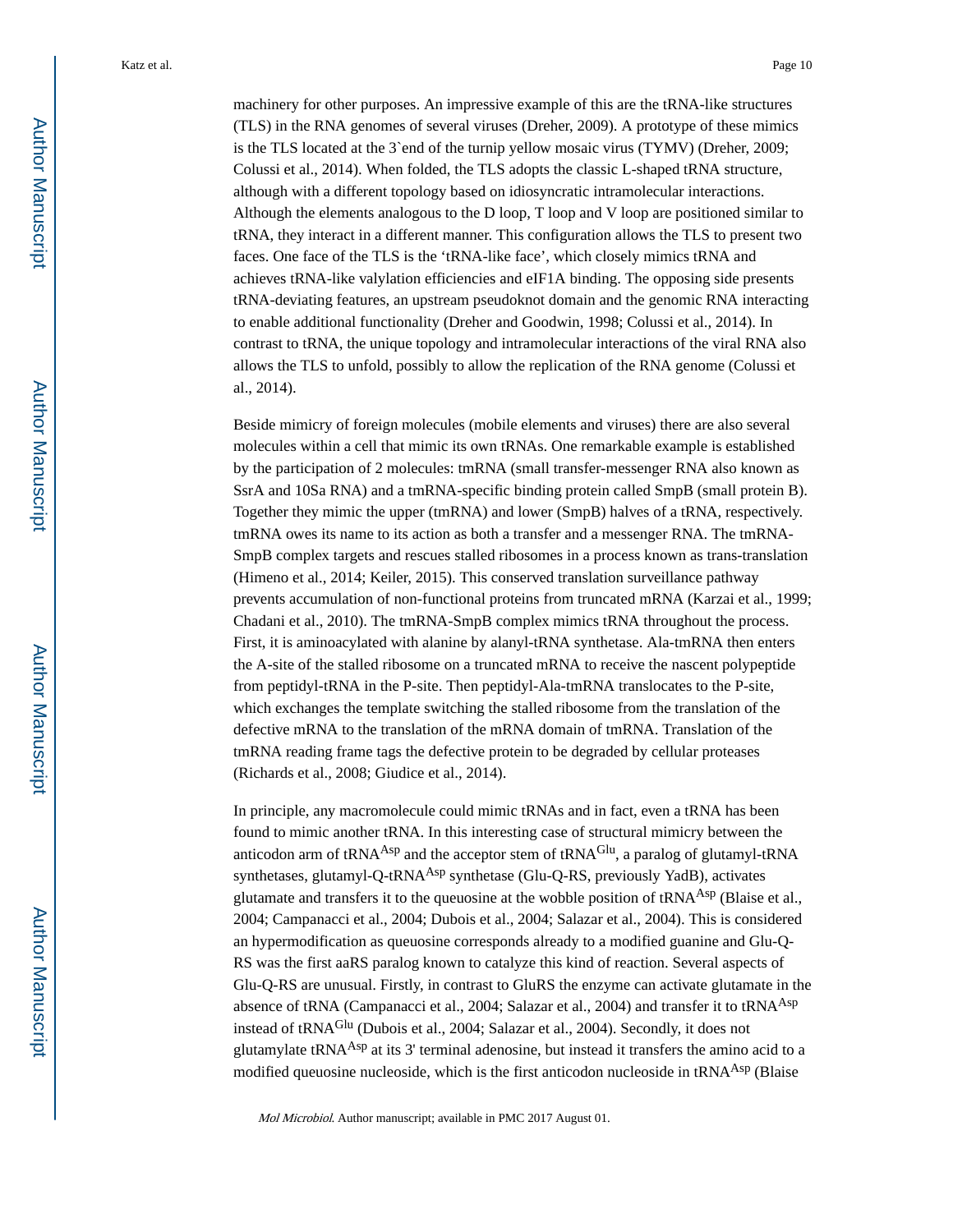machinery for other purposes. An impressive example of this are the tRNA-like structures (TLS) in the RNA genomes of several viruses (Dreher, 2009). A prototype of these mimics is the TLS located at the 3`end of the turnip yellow mosaic virus (TYMV) (Dreher, 2009; Colussi et al., 2014). When folded, the TLS adopts the classic L-shaped tRNA structure, although with a different topology based on idiosyncratic intramolecular interactions. Although the elements analogous to the D loop, T loop and V loop are positioned similar to tRNA, they interact in a different manner. This configuration allows the TLS to present two faces. One face of the TLS is the 'tRNA-like face', which closely mimics tRNA and achieves tRNA-like valylation efficiencies and eIF1A binding. The opposing side presents tRNA-deviating features, an upstream pseudoknot domain and the genomic RNA interacting to enable additional functionality (Dreher and Goodwin, 1998; Colussi et al., 2014). In contrast to tRNA, the unique topology and intramolecular interactions of the viral RNA also allows the TLS to unfold, possibly to allow the replication of the RNA genome (Colussi et al., 2014).

Beside mimicry of foreign molecules (mobile elements and viruses) there are also several molecules within a cell that mimic its own tRNAs. One remarkable example is established by the participation of 2 molecules: tmRNA (small transfer-messenger RNA also known as SsrA and 10Sa RNA) and a tmRNA-specific binding protein called SmpB (small protein B). Together they mimic the upper (tmRNA) and lower (SmpB) halves of a tRNA, respectively. tmRNA owes its name to its action as both a transfer and a messenger RNA. The tmRNA-SmpB complex targets and rescues stalled ribosomes in a process known as trans-translation (Himeno et al., 2014; Keiler, 2015). This conserved translation surveillance pathway prevents accumulation of non-functional proteins from truncated mRNA (Karzai et al., 1999; Chadani et al., 2010). The tmRNA-SmpB complex mimics tRNA throughout the process. First, it is aminoacylated with alanine by alanyl-tRNA synthetase. Ala-tmRNA then enters the A-site of the stalled ribosome on a truncated mRNA to receive the nascent polypeptide from peptidyl-tRNA in the P-site. Then peptidyl-Ala-tmRNA translocates to the P-site, which exchanges the template switching the stalled ribosome from the translation of the defective mRNA to the translation of the mRNA domain of tmRNA. Translation of the tmRNA reading frame tags the defective protein to be degraded by cellular proteases (Richards et al., 2008; Giudice et al., 2014).

In principle, any macromolecule could mimic tRNAs and in fact, even a tRNA has been found to mimic another tRNA. In this interesting case of structural mimicry between the anticodon arm of $tRNA^{Asp}$ and the acceptor stem of $tRNA^{Glu}$, a paralog of glutamyl-tRNA synthetases, glutamyl-Q-$tRNA^{Asp}$ synthetase (Glu-Q-RS, previously YadB), activates glutamate and transfers it to the queuosine at the wobble position of $tRNA^{Asp}$ (Blaise et al., 2004; Campanacci et al., 2004; Dubois et al., 2004; Salazar et al., 2004). This is considered an hypermodification as queuosine corresponds already to a modified guanine and Glu-Q-RS was the first aaRS paralog known to catalyze this kind of reaction. Several aspects of Glu-Q-RS are unusual. Firstly, in contrast to GluRS the enzyme can activate glutamate in the absence of tRNA (Campanacci et al., 2004; Salazar et al., 2004) and transfer it to $tRNA^{Asp}$ instead of $tRNA^{Glu}$ (Dubois et al., 2004; Salazar et al., 2004). Secondly, it does not glutamylate $tRNA^{Asp}$ at its 3' terminal adenosine, but instead it transfers the amino acid to a modified queuosine nucleoside, which is the first anticodon nucleoside in $tRNA^{Asp}$ (Blaise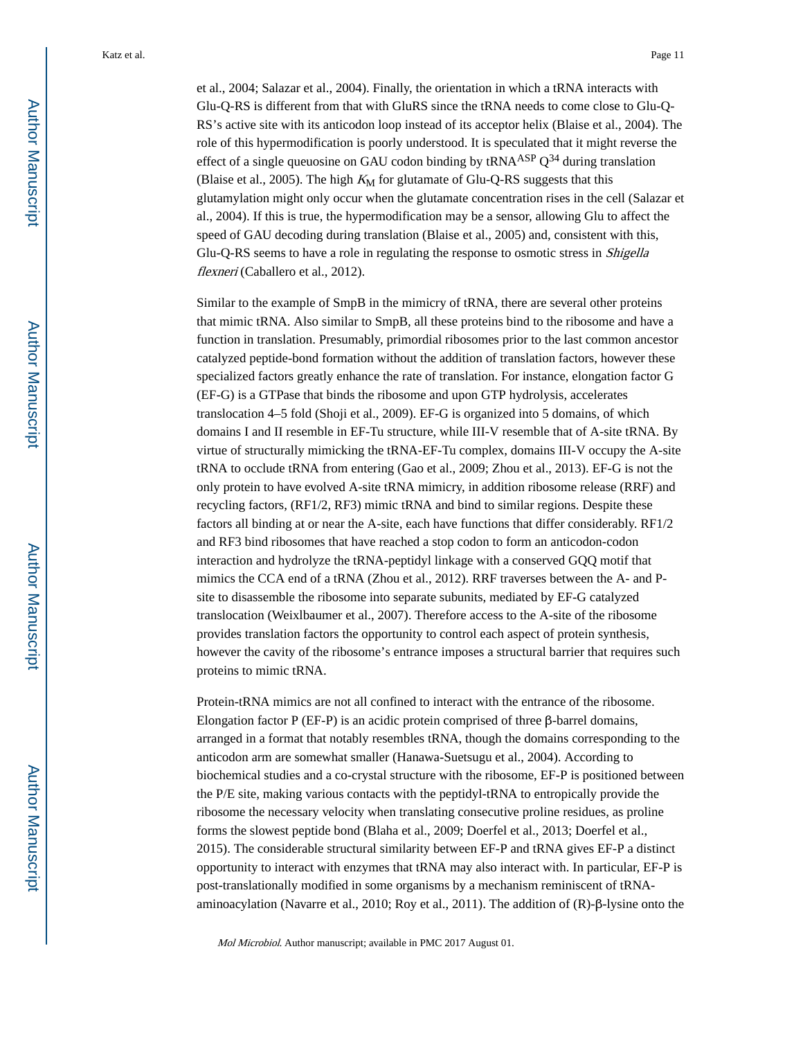et al., 2004; Salazar et al., 2004). Finally, the orientation in which a tRNA interacts with Glu-Q-RS is different from that with GluRS since the tRNA needs to come close to Glu-Q-RS's active site with its anticodon loop instead of its acceptor helix (Blaise et al., 2004). The role of this hypermodification is poorly understood. It is speculated that it might reverse the effect of a single queuosine on GAU codon binding by $tRNA^{ASP}$ $Q^{34}$ during translation (Blaise et al., 2005). The high $K_M$ for glutamate of Glu-Q-RS suggests that this glutamylation might only occur when the glutamate concentration rises in the cell (Salazar et al., 2004). If this is true, the hypermodification may be a sensor, allowing Glu to affect the speed of GAU decoding during translation (Blaise et al., 2005) and, consistent with this, Glu-Q-RS seems to have a role in regulating the response to osmotic stress in *Shigella flexneri* (Caballero et al., 2012).

Similar to the example of SmpB in the mimicry of tRNA, there are several other proteins that mimic tRNA. Also similar to SmpB, all these proteins bind to the ribosome and have a function in translation. Presumably, primordial ribosomes prior to the last common ancestor catalyzed peptide-bond formation without the addition of translation factors, however these specialized factors greatly enhance the rate of translation. For instance, elongation factor G (EF-G) is a GTPase that binds the ribosome and upon GTP hydrolysis, accelerates translocation 4–5 fold (Shoji et al., 2009). EF-G is organized into 5 domains, of which domains I and II resemble in EF-Tu structure, while III-V resemble that of A-site tRNA. By virtue of structurally mimicking the tRNA-EF-Tu complex, domains III-V occupy the A-site tRNA to occlude tRNA from entering (Gao et al., 2009; Zhou et al., 2013). EF-G is not the only protein to have evolved A-site tRNA mimicry, in addition ribosome release (RRF) and recycling factors, (RF1/2, RF3) mimic tRNA and bind to similar regions. Despite these factors all binding at or near the A-site, each have functions that differ considerably. RF1/2 and RF3 bind ribosomes that have reached a stop codon to form an anticodon-codon interaction and hydrolyze the tRNA-peptidyl linkage with a conserved GQQ motif that mimics the CCA end of a tRNA (Zhou et al., 2012). RRF traverses between the A- and P-site to disassemble the ribosome into separate subunits, mediated by EF-G catalyzed translocation (Weixlbaumer et al., 2007). Therefore access to the A-site of the ribosome provides translation factors the opportunity to control each aspect of protein synthesis, however the cavity of the ribosome's entrance imposes a structural barrier that requires such proteins to mimic tRNA.

Protein-tRNA mimics are not all confined to interact with the entrance of the ribosome. Elongation factor P (EF-P) is an acidic protein comprised of three β-barrel domains, arranged in a format that notably resembles tRNA, though the domains corresponding to the anticodon arm are somewhat smaller (Hanawa-Suetsugu et al., 2004). According to biochemical studies and a co-crystal structure with the ribosome, EF-P is positioned between the P/E site, making various contacts with the peptidyl-tRNA to entropically provide the ribosome the necessary velocity when translating consecutive proline residues, as proline forms the slowest peptide bond (Blaha et al., 2009; Doerfel et al., 2013; Doerfel et al., 2015). The considerable structural similarity between EF-P and tRNA gives EF-P a distinct opportunity to interact with enzymes that tRNA may also interact with. In particular, EF-P is post-translationally modified in some organisms by a mechanism reminiscent of tRNA-aminoacylation (Navarre et al., 2010; Roy et al., 2011). The addition of (R)-β-lysine onto the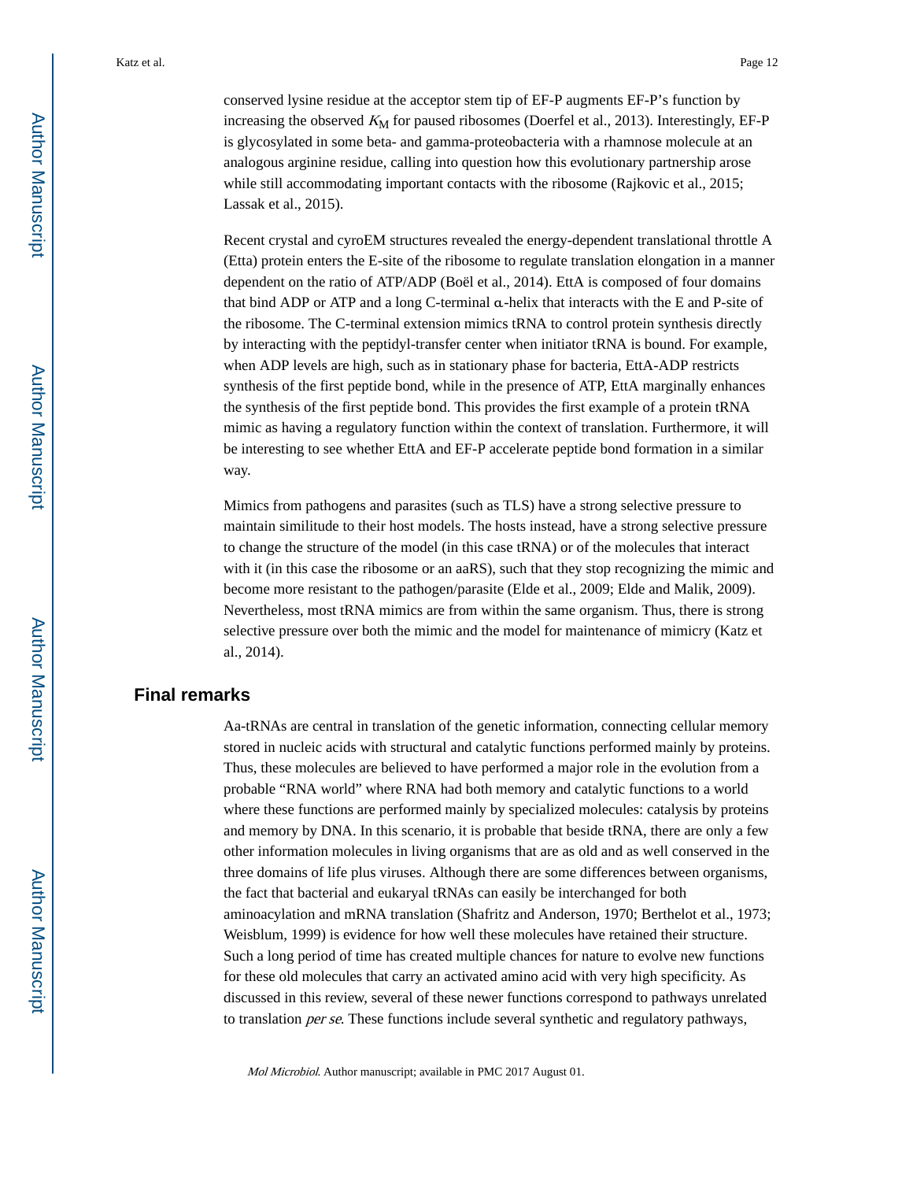conserved lysine residue at the acceptor stem tip of EF-P augments EF-P's function by increasing the observed $K_M$ for paused ribosomes (Doerfel et al., 2013). Interestingly, EF-P is glycosylated in some beta- and gamma-proteobacteria with a rhamnose molecule at an analogous arginine residue, calling into question how this evolutionary partnership arose while still accommodating important contacts with the ribosome (Rajkovic et al., 2015; Lassak et al., 2015).

Recent crystal and cyroEM structures revealed the energy-dependent translational throttle A (Etta) protein enters the E-site of the ribosome to regulate translation elongation in a manner dependent on the ratio of ATP/ADP (Boël et al., 2014). EttA is composed of four domains that bind ADP or ATP and a long C-terminal α-helix that interacts with the E and P-site of the ribosome. The C-terminal extension mimics tRNA to control protein synthesis directly by interacting with the peptidyl-transfer center when initiator tRNA is bound. For example, when ADP levels are high, such as in stationary phase for bacteria, EttA-ADP restricts synthesis of the first peptide bond, while in the presence of ATP, EttA marginally enhances the synthesis of the first peptide bond. This provides the first example of a protein tRNA mimic as having a regulatory function within the context of translation. Furthermore, it will be interesting to see whether EttA and EF-P accelerate peptide bond formation in a similar way.

Mimics from pathogens and parasites (such as TLS) have a strong selective pressure to maintain similitude to their host models. The hosts instead, have a strong selective pressure to change the structure of the model (in this case tRNA) or of the molecules that interact with it (in this case the ribosome or an aaRS), such that they stop recognizing the mimic and become more resistant to the pathogen/parasite (Elde et al., 2009; Elde and Malik, 2009). Nevertheless, most tRNA mimics are from within the same organism. Thus, there is strong selective pressure over both the mimic and the model for maintenance of mimicry (Katz et al., 2014).

## Final remarks

Aa-tRNAs are central in translation of the genetic information, connecting cellular memory stored in nucleic acids with structural and catalytic functions performed mainly by proteins. Thus, these molecules are believed to have performed a major role in the evolution from a probable "RNA world" where RNA had both memory and catalytic functions to a world where these functions are performed mainly by specialized molecules: catalysis by proteins and memory by DNA. In this scenario, it is probable that beside tRNA, there are only a few other information molecules in living organisms that are as old and as well conserved in the three domains of life plus viruses. Although there are some differences between organisms, the fact that bacterial and eukaryal tRNAs can easily be interchanged for both aminoacylation and mRNA translation (Shafritz and Anderson, 1970; Berthelot et al., 1973; Weisblum, 1999) is evidence for how well these molecules have retained their structure. Such a long period of time has created multiple chances for nature to evolve new functions for these old molecules that carry an activated amino acid with very high specificity. As discussed in this review, several of these newer functions correspond to pathways unrelated to translation *per se*. These functions include several synthetic and regulatory pathways,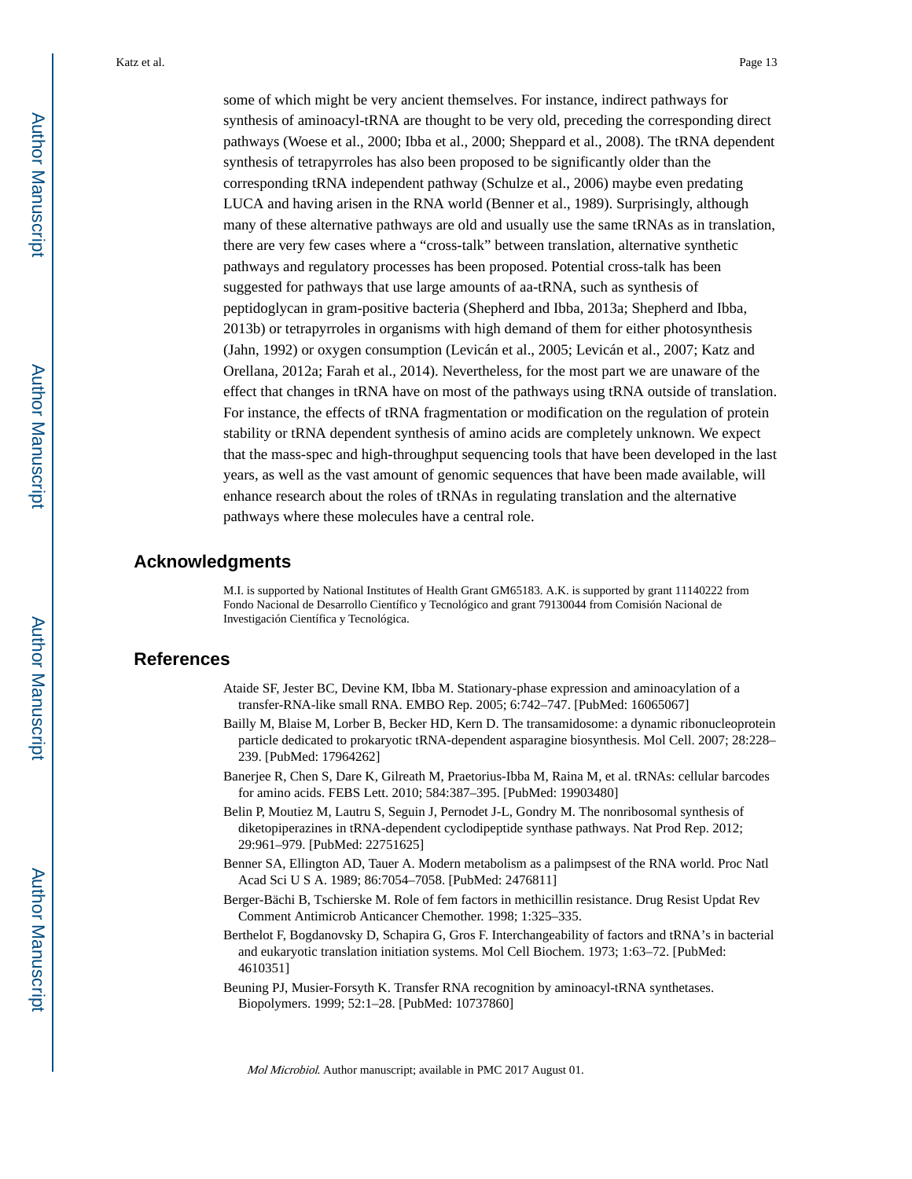some of which might be very ancient themselves. For instance, indirect pathways for synthesis of aminoacyl-tRNA are thought to be very old, preceding the corresponding direct pathways (Woese et al., 2000; Ibba et al., 2000; Sheppard et al., 2008). The tRNA dependent synthesis of tetrapyrroles has also been proposed to be significantly older than the corresponding tRNA independent pathway (Schulze et al., 2006) maybe even predating LUCA and having arisen in the RNA world (Benner et al., 1989). Surprisingly, although many of these alternative pathways are old and usually use the same tRNAs as in translation, there are very few cases where a "cross-talk" between translation, alternative synthetic pathways and regulatory processes has been proposed. Potential cross-talk has been suggested for pathways that use large amounts of aa-tRNA, such as synthesis of peptidoglycan in gram-positive bacteria (Shepherd and Ibba, 2013a; Shepherd and Ibba, 2013b) or tetrapyrroles in organisms with high demand of them for either photosynthesis (Jahn, 1992) or oxygen consumption (Levicán et al., 2005; Levicán et al., 2007; Katz and Orellana, 2012a; Farah et al., 2014). Nevertheless, for the most part we are unaware of the effect that changes in tRNA have on most of the pathways using tRNA outside of translation. For instance, the effects of tRNA fragmentation or modification on the regulation of protein stability or tRNA dependent synthesis of amino acids are completely unknown. We expect that the mass-spec and high-throughput sequencing tools that have been developed in the last years, as well as the vast amount of genomic sequences that have been made available, will enhance research about the roles of tRNAs in regulating translation and the alternative pathways where these molecules have a central role.

## Acknowledgments

M.I. is supported by National Institutes of Health Grant GM65183. A.K. is supported by grant 11140222 from Fondo Nacional de Desarrollo Científico y Tecnológico and grant 79130044 from Comisión Nacional de Investigación Científica y Tecnológica.

## References

Ataide SF, Jester BC, Devine KM, Ibba M. Stationary-phase expression and aminoacylation of a transfer-RNA-like small RNA. EMBO Rep. 2005; 6:742–747. [PubMed: 16065067]

Bailly M, Blaise M, Lorber B, Becker HD, Kern D. The transamidosome: a dynamic ribonucleoprotein particle dedicated to prokaryotic tRNA-dependent asparagine biosynthesis. Mol Cell. 2007; 28:228–239. [PubMed: 17964262]

Banerjee R, Chen S, Dare K, Gilreath M, Praetorius-Ibba M, Raina M, et al. tRNAs: cellular barcodes for amino acids. FEBS Lett. 2010; 584:387–395. [PubMed: 19903480]

Belin P, Moutiez M, Lautru S, Seguin J, Pernodet J-L, Gondry M. The nonribosomal synthesis of diketopiperazines in tRNA-dependent cyclodipeptide synthase pathways. Nat Prod Rep. 2012; 29:961–979. [PubMed: 22751625]

Benner SA, Ellington AD, Tauer A. Modern metabolism as a palimpsest of the RNA world. Proc Natl Acad Sci U S A. 1989; 86:7054–7058. [PubMed: 2476811]

Berger-Bächi B, Tschierske M. Role of fem factors in methicillin resistance. Drug Resist Updat Rev Comment Antimicrob Anticancer Chemother. 1998; 1:325–335.

Berthelot F, Bogdanovsky D, Schapira G, Gros F. Interchangeability of factors and tRNA's in bacterial and eukaryotic translation initiation systems. Mol Cell Biochem. 1973; 1:63–72. [PubMed: 4610351]

Beuning PJ, Musier-Forsyth K. Transfer RNA recognition by aminoacyl-tRNA synthetases. Biopolymers. 1999; 52:1–28. [PubMed: 10737860]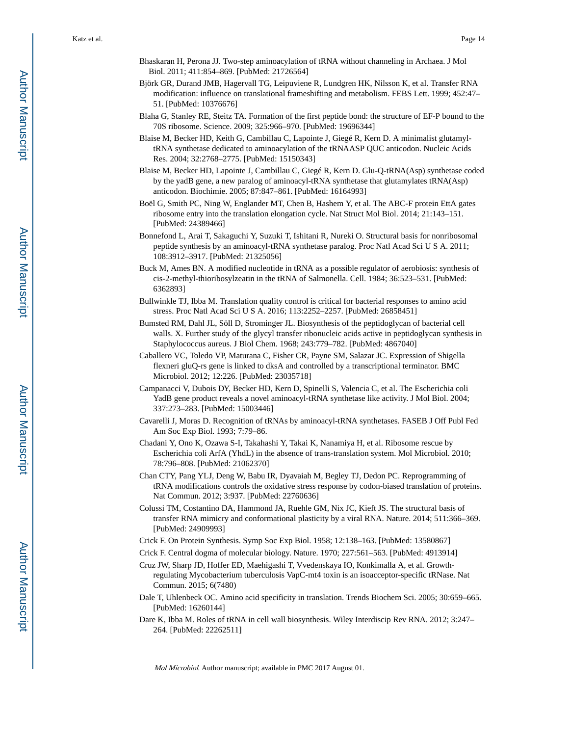Bhaskaran H, Perona JJ. Two-step aminoacylation of tRNA without channeling in Archaea. J Mol Biol. 2011; 411:854–869. [PubMed: 21726564]

Björk GR, Durand JMB, Hagervall TG, Leipuviene R, Lundgren HK, Nilsson K, et al. Transfer RNA modification: influence on translational frameshifting and metabolism. FEBS Lett. 1999; 452:47–51. [PubMed: 10376676]

Blaha G, Stanley RE, Steitz TA. Formation of the first peptide bond: the structure of EF-P bound to the 70S ribosome. Science. 2009; 325:966–970. [PubMed: 19696344]

Blaise M, Becker HD, Keith G, Cambillau C, Lapointe J, Giegé R, Kern D. A minimalist glutamyl-tRNA synthetase dedicated to aminoacylation of the tRNAASP QUC anticodon. Nucleic Acids Res. 2004; 32:2768–2775. [PubMed: 15150343]

Blaise M, Becker HD, Lapointe J, Cambillau C, Giegé R, Kern D. Glu-Q-tRNA(Asp) synthetase coded by the yadB gene, a new paralog of aminoacyl-tRNA synthetase that glutamylates tRNA(Asp) anticodon. Biochimie. 2005; 87:847–861. [PubMed: 16164993]

Boël G, Smith PC, Ning W, Englander MT, Chen B, Hashem Y, et al. The ABC-F protein EttA gates ribosome entry into the translation elongation cycle. Nat Struct Mol Biol. 2014; 21:143–151. [PubMed: 24389466]

Bonnefond L, Arai T, Sakaguchi Y, Suzuki T, Ishitani R, Nureki O. Structural basis for nonribosomal peptide synthesis by an aminoacyl-tRNA synthetase paralog. Proc Natl Acad Sci U S A. 2011; 108:3912–3917. [PubMed: 21325056]

Buck M, Ames BN. A modified nucleotide in tRNA as a possible regulator of aerobiosis: synthesis of cis-2-methyl-thioribosylzeatin in the tRNA of Salmonella. Cell. 1984; 36:523–531. [PubMed: 6362893]

Bullwinkle TJ, Ibba M. Translation quality control is critical for bacterial responses to amino acid stress. Proc Natl Acad Sci U S A. 2016; 113:2252–2257. [PubMed: 26858451]

Bumsted RM, Dahl JL, Söll D, Strominger JL. Biosynthesis of the peptidoglycan of bacterial cell walls. X. Further study of the glycyl transfer ribonucleic acids active in peptidoglycan synthesis in Staphylococcus aureus. J Biol Chem. 1968; 243:779–782. [PubMed: 4867040]

Caballero VC, Toledo VP, Maturana C, Fisher CR, Payne SM, Salazar JC. Expression of Shigella flexneri gluQ-rs gene is linked to dksA and controlled by a transcriptional terminator. BMC Microbiol. 2012; 12:226. [PubMed: 23035718]

Campanacci V, Dubois DY, Becker HD, Kern D, Spinelli S, Valencia C, et al. The Escherichia coli YadB gene product reveals a novel aminoacyl-tRNA synthetase like activity. J Mol Biol. 2004; 337:273–283. [PubMed: 15003446]

Cavarelli J, Moras D. Recognition of tRNAs by aminoacyl-tRNA synthetases. FASEB J Off Publ Fed Am Soc Exp Biol. 1993; 7:79–86.

Chadani Y, Ono K, Ozawa S-I, Takahashi Y, Takai K, Nanamiya H, et al. Ribosome rescue by Escherichia coli ArfA (YhdL) in the absence of trans-translation system. Mol Microbiol. 2010; 78:796–808. [PubMed: 21062370]

Chan CTY, Pang YLJ, Deng W, Babu IR, Dyavaiah M, Begley TJ, Dedon PC. Reprogramming of tRNA modifications controls the oxidative stress response by codon-biased translation of proteins. Nat Commun. 2012; 3:937. [PubMed: 22760636]

Colussi TM, Costantino DA, Hammond JA, Ruehle GM, Nix JC, Kieft JS. The structural basis of transfer RNA mimicry and conformational plasticity by a viral RNA. Nature. 2014; 511:366–369. [PubMed: 24909993]

Crick F. On Protein Synthesis. Symp Soc Exp Biol. 1958; 12:138–163. [PubMed: 13580867]

Crick F. Central dogma of molecular biology. Nature. 1970; 227:561–563. [PubMed: 4913914]

Cruz JW, Sharp JD, Hoffer ED, Maehigashi T, Vvedenskaya IO, Konkimalla A, et al. Growth-regulating Mycobacterium tuberculosis VapC-mt4 toxin is an isoacceptor-specific tRNase. Nat Commun. 2015; 6(7480)

Dale T, Uhlenbeck OC. Amino acid specificity in translation. Trends Biochem Sci. 2005; 30:659–665. [PubMed: 16260144]

Dare K, Ibba M. Roles of tRNA in cell wall biosynthesis. Wiley Interdiscip Rev RNA. 2012; 3:247–264. [PubMed: 22262511]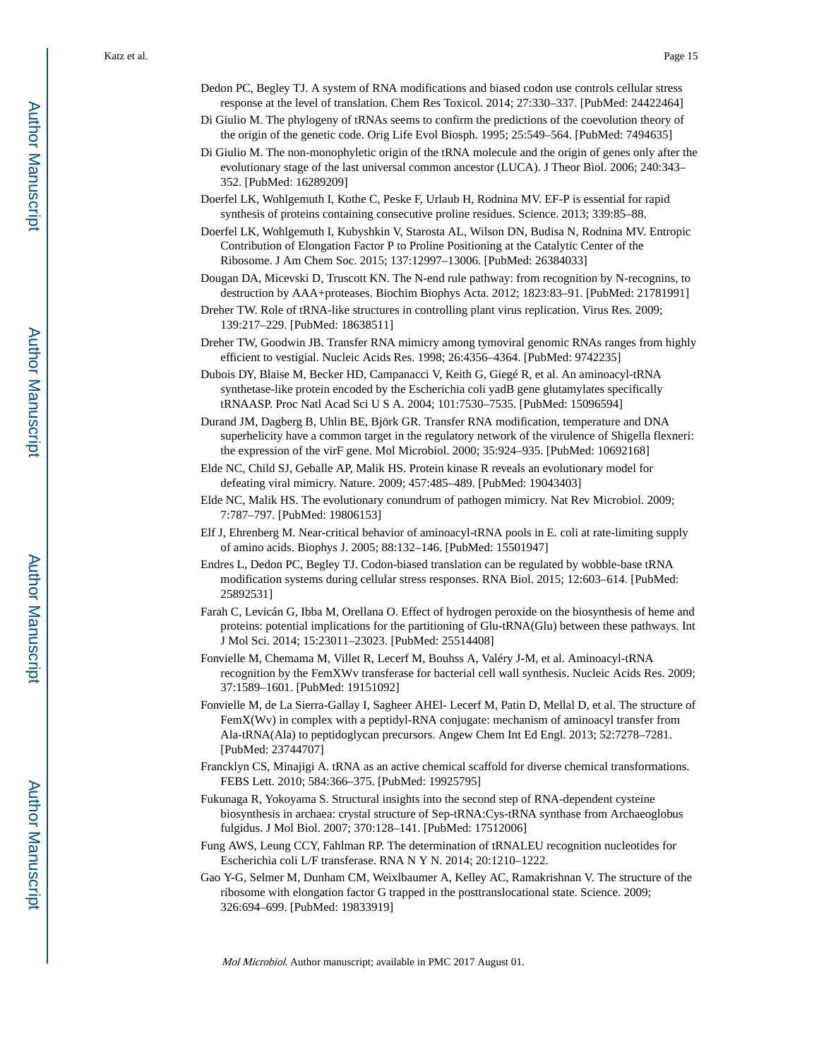Dedon PC, Begley TJ. A system of RNA modifications and biased codon use controls cellular stress response at the level of translation. Chem Res Toxicol. 2014; 27:330–337. [PubMed: 24422464]

Di Giulio M. The phylogeny of tRNAs seems to confirm the predictions of the coevolution theory of the origin of the genetic code. Orig Life Evol Biosph. 1995; 25:549–564. [PubMed: 7494635]

Di Giulio M. The non-monophyletic origin of the tRNA molecule and the origin of genes only after the evolutionary stage of the last universal common ancestor (LUCA). J Theor Biol. 2006; 240:343–352. [PubMed: 16289209]

Doerfel LK, Wohlgemuth I, Kothe C, Peske F, Urlaub H, Rodnina MV. EF-P is essential for rapid synthesis of proteins containing consecutive proline residues. Science. 2013; 339:85–88.

Doerfel LK, Wohlgemuth I, Kubyshkin V, Starosta AL, Wilson DN, Budisa N, Rodnina MV. Entropic Contribution of Elongation Factor P to Proline Positioning at the Catalytic Center of the Ribosome. J Am Chem Soc. 2015; 137:12997–13006. [PubMed: 26384033]

Dougan DA, Micevski D, Truscott KN. The N-end rule pathway: from recognition by N-recognins, to destruction by AAA+proteases. Biochim Biophys Acta. 2012; 1823:83–91. [PubMed: 21781991]

Dreher TW. Role of tRNA-like structures in controlling plant virus replication. Virus Res. 2009; 139:217–229. [PubMed: 18638511]

Dreher TW, Goodwin JB. Transfer RNA mimicry among tymoviral genomic RNAs ranges from highly efficient to vestigial. Nucleic Acids Res. 1998; 26:4356–4364. [PubMed: 9742235]

Dubois DY, Blaise M, Becker HD, Campanacci V, Keith G, Giegé R, et al. An aminoacyl-tRNA synthetase-like protein encoded by the Escherichia coli yadB gene glutamylates specifically tRNAASP. Proc Natl Acad Sci U S A. 2004; 101:7530–7535. [PubMed: 15096594]

Durand JM, Dagberg B, Uhlin BE, Björk GR. Transfer RNA modification, temperature and DNA superhelicity have a common target in the regulatory network of the virulence of Shigella flexneri: the expression of the virF gene. Mol Microbiol. 2000; 35:924–935. [PubMed: 10692168]

Elde NC, Child SJ, Geballe AP, Malik HS. Protein kinase R reveals an evolutionary model for defeating viral mimicry. Nature. 2009; 457:485–489. [PubMed: 19043403]

Elde NC, Malik HS. The evolutionary conundrum of pathogen mimicry. Nat Rev Microbiol. 2009; 7:787–797. [PubMed: 19806153]

Elf J, Ehrenberg M. Near-critical behavior of aminoacyl-tRNA pools in E. coli at rate-limiting supply of amino acids. Biophys J. 2005; 88:132–146. [PubMed: 15501947]

Endres L, Dedon PC, Begley TJ. Codon-biased translation can be regulated by wobble-base tRNA modification systems during cellular stress responses. RNA Biol. 2015; 12:603–614. [PubMed: 25892531]

Farah C, Levicán G, Ibba M, Orellana O. Effect of hydrogen peroxide on the biosynthesis of heme and proteins: potential implications for the partitioning of Glu-tRNA(Glu) between these pathways. Int J Mol Sci. 2014; 15:23011–23023. [PubMed: 25514408]

Fonvielle M, Chemama M, Villet R, Lecerf M, Bouhss A, Valéry J-M, et al. Aminoacyl-tRNA recognition by the FemXWv transferase for bacterial cell wall synthesis. Nucleic Acids Res. 2009; 37:1589–1601. [PubMed: 19151092]

Fonvielle M, de La Sierra-Gallay I, Sagheer AHEl- Lecerf M, Patin D, Mellal D, et al. The structure of FemX(Wv) in complex with a peptidyl-RNA conjugate: mechanism of aminoacyl transfer from Ala-tRNA(Ala) to peptidoglycan precursors. Angew Chem Int Ed Engl. 2013; 52:7278–7281. [PubMed: 23744707]

Francklyn CS, Minajigi A. tRNA as an active chemical scaffold for diverse chemical transformations. FEBS Lett. 2010; 584:366–375. [PubMed: 19925795]

Fukunaga R, Yokoyama S. Structural insights into the second step of RNA-dependent cysteine biosynthesis in archaea: crystal structure of Sep-tRNA:Cys-tRNA synthase from Archaeoglobus fulgidus. J Mol Biol. 2007; 370:128–141. [PubMed: 17512006]

Fung AWS, Leung CCY, Fahlman RP. The determination of tRNALEU recognition nucleotides for Escherichia coli L/F transferase. RNA N Y N. 2014; 20:1210–1222.

Gao Y-G, Selmer M, Dunham CM, Weixlbaumer A, Kelley AC, Ramakrishnan V. The structure of the ribosome with elongation factor G trapped in the posttranslocational state. Science. 2009; 326:694–699. [PubMed: 19833919]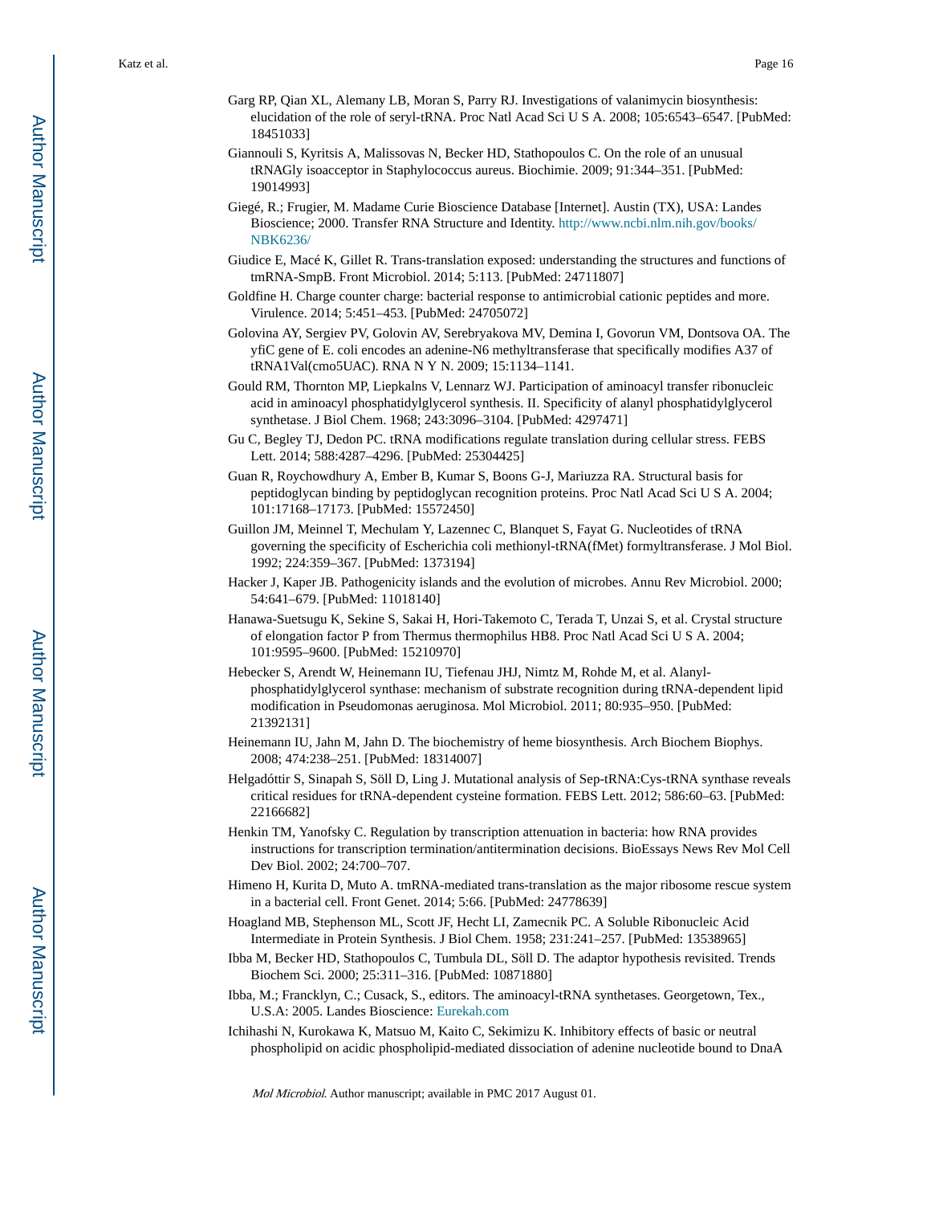Garg RP, Qian XL, Alemany LB, Moran S, Parry RJ. Investigations of valanimycin biosynthesis: elucidation of the role of seryl-tRNA. Proc Natl Acad Sci U S A. 2008; 105:6543–6547. [PubMed: 18451033]

Giannouli S, Kyritsis A, Malissovas N, Becker HD, Stathopoulos C. On the role of an unusual tRNAGly isoacceptor in Staphylococcus aureus. Biochimie. 2009; 91:344–351. [PubMed: 19014993]

Giegé, R.; Frugier, M. Madame Curie Bioscience Database [Internet]. Austin (TX), USA: Landes Bioscience; 2000. Transfer RNA Structure and Identity. http://www.ncbi.nlm.nih.gov/books/NBK6236/

Giudice E, Macé K, Gillet R. Trans-translation exposed: understanding the structures and functions of tmRNA-SmpB. Front Microbiol. 2014; 5:113. [PubMed: 24711807]

Goldfine H. Charge counter charge: bacterial response to antimicrobial cationic peptides and more. Virulence. 2014; 5:451–453. [PubMed: 24705072]

Golovina AY, Sergiev PV, Golovin AV, Serebryakova MV, Demina I, Govorun VM, Dontsova OA. The yfiC gene of E. coli encodes an adenine-N6 methyltransferase that specifically modifies A37 of tRNA1Val(cmo5UAC). RNA N Y N. 2009; 15:1134–1141.

Gould RM, Thornton MP, Liepkalns V, Lennarz WJ. Participation of aminoacyl transfer ribonucleic acid in aminoacyl phosphatidylglycerol synthesis. II. Specificity of alanyl phosphatidylglycerol synthetase. J Biol Chem. 1968; 243:3096–3104. [PubMed: 4297471]

Gu C, Begley TJ, Dedon PC. tRNA modifications regulate translation during cellular stress. FEBS Lett. 2014; 588:4287–4296. [PubMed: 25304425]

Guan R, Roychowdhury A, Ember B, Kumar S, Boons G-J, Mariuzza RA. Structural basis for peptidoglycan binding by peptidoglycan recognition proteins. Proc Natl Acad Sci U S A. 2004; 101:17168–17173. [PubMed: 15572450]

Guillon JM, Meinnel T, Mechulam Y, Lazennec C, Blanquet S, Fayat G. Nucleotides of tRNA governing the specificity of Escherichia coli methionyl-tRNA(fMet) formyltransferase. J Mol Biol. 1992; 224:359–367. [PubMed: 1373194]

Hacker J, Kaper JB. Pathogenicity islands and the evolution of microbes. Annu Rev Microbiol. 2000; 54:641–679. [PubMed: 11018140]

Hanawa-Suetsugu K, Sekine S, Sakai H, Hori-Takemoto C, Terada T, Unzai S, et al. Crystal structure of elongation factor P from Thermus thermophilus HB8. Proc Natl Acad Sci U S A. 2004; 101:9595–9600. [PubMed: 15210970]

Hebecker S, Arendt W, Heinemann IU, Tiefenau JHJ, Nimtz M, Rohde M, et al. Alanyl-phosphatidylglycerol synthase: mechanism of substrate recognition during tRNA-dependent lipid modification in Pseudomonas aeruginosa. Mol Microbiol. 2011; 80:935–950. [PubMed: 21392131]

Heinemann IU, Jahn M, Jahn D. The biochemistry of heme biosynthesis. Arch Biochem Biophys. 2008; 474:238–251. [PubMed: 18314007]

Helgadóttir S, Sinapah S, Söll D, Ling J. Mutational analysis of Sep-tRNA:Cys-tRNA synthase reveals critical residues for tRNA-dependent cysteine formation. FEBS Lett. 2012; 586:60–63. [PubMed: 22166682]

Henkin TM, Yanofsky C. Regulation by transcription attenuation in bacteria: how RNA provides instructions for transcription termination/antitermination decisions. BioEssays News Rev Mol Cell Dev Biol. 2002; 24:700–707.

Himeno H, Kurita D, Muto A. tmRNA-mediated trans-translation as the major ribosome rescue system in a bacterial cell. Front Genet. 2014; 5:66. [PubMed: 24778639]

Hoagland MB, Stephenson ML, Scott JF, Hecht LI, Zamecnik PC. A Soluble Ribonucleic Acid Intermediate in Protein Synthesis. J Biol Chem. 1958; 231:241–257. [PubMed: 13538965]

Ibba M, Becker HD, Stathopoulos C, Tumbula DL, Söll D. The adaptor hypothesis revisited. Trends Biochem Sci. 2000; 25:311–316. [PubMed: 10871880]

Ibba, M.; Francklyn, C.; Cusack, S., editors. The aminoacyl-tRNA synthetases. Georgetown, Tex., U.S.A: 2005. Landes Bioscience: Eurekah.com

Ichihashi N, Kurokawa K, Matsuo M, Kaito C, Sekimizu K. Inhibitory effects of basic or neutral phospholipid on acidic phospholipid-mediated dissociation of adenine nucleotide bound to DnaA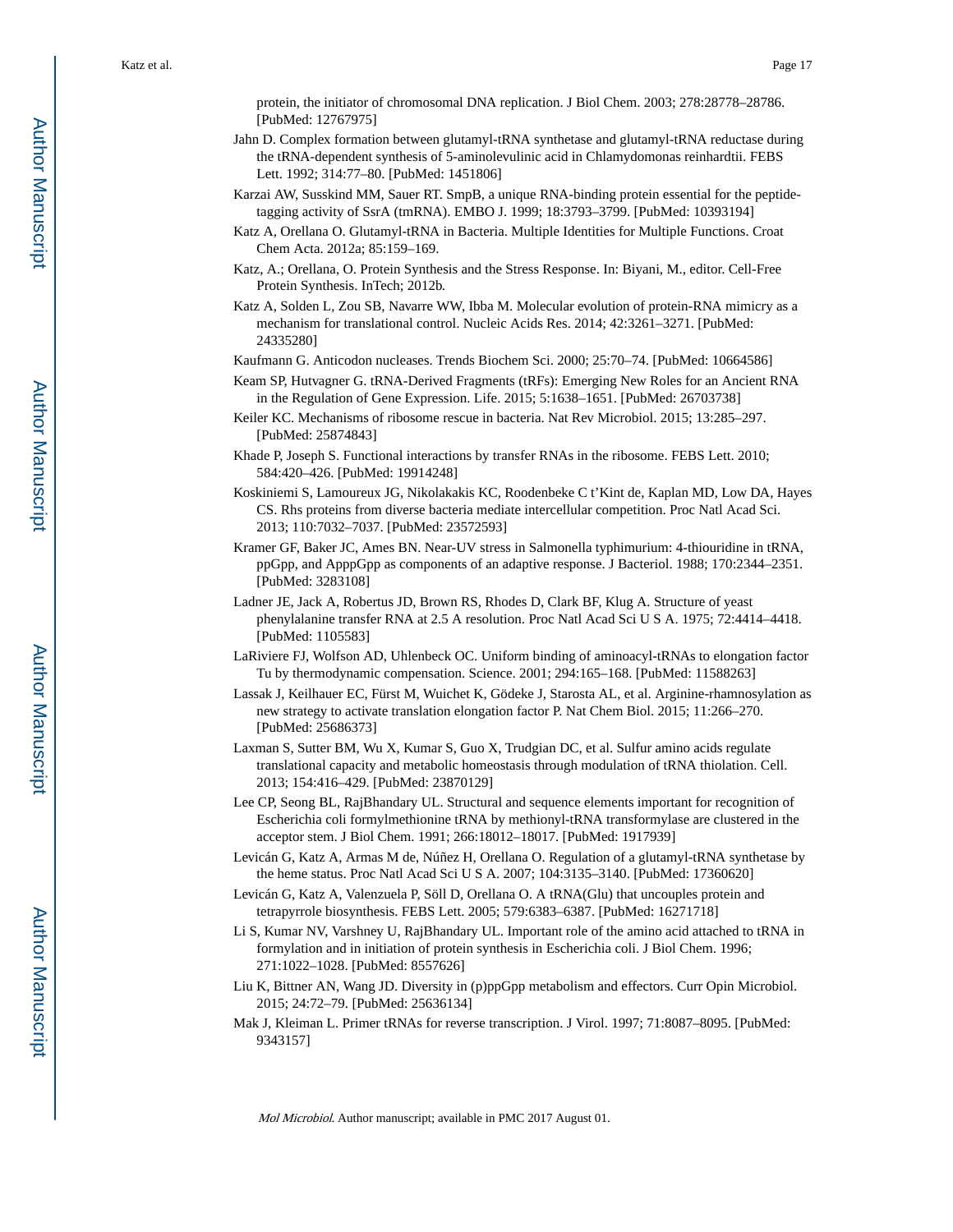protein, the initiator of chromosomal DNA replication. J Biol Chem. 2003; 278:28778–28786. [PubMed: 12767975]

Jahn D. Complex formation between glutamyl-tRNA synthetase and glutamyl-tRNA reductase during the tRNA-dependent synthesis of 5-aminolevulinic acid in Chlamydomonas reinhardtii. FEBS Lett. 1992; 314:77–80. [PubMed: 1451806]

Karzai AW, Susskind MM, Sauer RT. SmpB, a unique RNA-binding protein essential for the peptide-tagging activity of SsrA (tmRNA). EMBO J. 1999; 18:3793–3799. [PubMed: 10393194]

Katz A, Orellana O. Glutamyl-tRNA in Bacteria. Multiple Identities for Multiple Functions. Croat Chem Acta. 2012a; 85:159–169.

Katz, A.; Orellana, O. Protein Synthesis and the Stress Response. In: Biyani, M., editor. Cell-Free Protein Synthesis. InTech; 2012b.

Katz A, Solden L, Zou SB, Navarre WW, Ibba M. Molecular evolution of protein-RNA mimicry as a mechanism for translational control. Nucleic Acids Res. 2014; 42:3261–3271. [PubMed: 24335280]

Kaufmann G. Anticodon nucleases. Trends Biochem Sci. 2000; 25:70–74. [PubMed: 10664586]

Keam SP, Hutvagner G. tRNA-Derived Fragments (tRFs): Emerging New Roles for an Ancient RNA in the Regulation of Gene Expression. Life. 2015; 5:1638–1651. [PubMed: 26703738]

Keiler KC. Mechanisms of ribosome rescue in bacteria. Nat Rev Microbiol. 2015; 13:285–297. [PubMed: 25874843]

Khade P, Joseph S. Functional interactions by transfer RNAs in the ribosome. FEBS Lett. 2010; 584:420–426. [PubMed: 19914248]

Koskiniemi S, Lamoureux JG, Nikolakakis KC, Roodenbeke C t'Kint de, Kaplan MD, Low DA, Hayes CS. Rhs proteins from diverse bacteria mediate intercellular competition. Proc Natl Acad Sci. 2013; 110:7032–7037. [PubMed: 23572593]

Kramer GF, Baker JC, Ames BN. Near-UV stress in Salmonella typhimurium: 4-thiouridine in tRNA, ppGpp, and ApppGpp as components of an adaptive response. J Bacteriol. 1988; 170:2344–2351. [PubMed: 3283108]

Ladner JE, Jack A, Robertus JD, Brown RS, Rhodes D, Clark BF, Klug A. Structure of yeast phenylalanine transfer RNA at 2.5 A resolution. Proc Natl Acad Sci U S A. 1975; 72:4414–4418. [PubMed: 1105583]

LaRiviere FJ, Wolfson AD, Uhlenbeck OC. Uniform binding of aminoacyl-tRNAs to elongation factor Tu by thermodynamic compensation. Science. 2001; 294:165–168. [PubMed: 11588263]

Lassak J, Keilhauer EC, Fürst M, Wuichet K, Gödeke J, Starosta AL, et al. Arginine-rhamnosylation as new strategy to activate translation elongation factor P. Nat Chem Biol. 2015; 11:266–270. [PubMed: 25686373]

Laxman S, Sutter BM, Wu X, Kumar S, Guo X, Trudgian DC, et al. Sulfur amino acids regulate translational capacity and metabolic homeostasis through modulation of tRNA thiolation. Cell. 2013; 154:416–429. [PubMed: 23870129]

Lee CP, Seong BL, RajBhandary UL. Structural and sequence elements important for recognition of Escherichia coli formylmethionine tRNA by methionyl-tRNA transformylase are clustered in the acceptor stem. J Biol Chem. 1991; 266:18012–18017. [PubMed: 1917939]

Levicán G, Katz A, Armas M de, Núñez H, Orellana O. Regulation of a glutamyl-tRNA synthetase by the heme status. Proc Natl Acad Sci U S A. 2007; 104:3135–3140. [PubMed: 17360620]

Levicán G, Katz A, Valenzuela P, Söll D, Orellana O. A tRNA(Glu) that uncouples protein and tetrapyrrole biosynthesis. FEBS Lett. 2005; 579:6383–6387. [PubMed: 16271718]

Li S, Kumar NV, Varshney U, RajBhandary UL. Important role of the amino acid attached to tRNA in formylation and in initiation of protein synthesis in Escherichia coli. J Biol Chem. 1996; 271:1022–1028. [PubMed: 8557626]

Liu K, Bittner AN, Wang JD. Diversity in (p)ppGpp metabolism and effectors. Curr Opin Microbiol. 2015; 24:72–79. [PubMed: 25636134]

Mak J, Kleiman L. Primer tRNAs for reverse transcription. J Virol. 1997; 71:8087–8095. [PubMed: 9343157]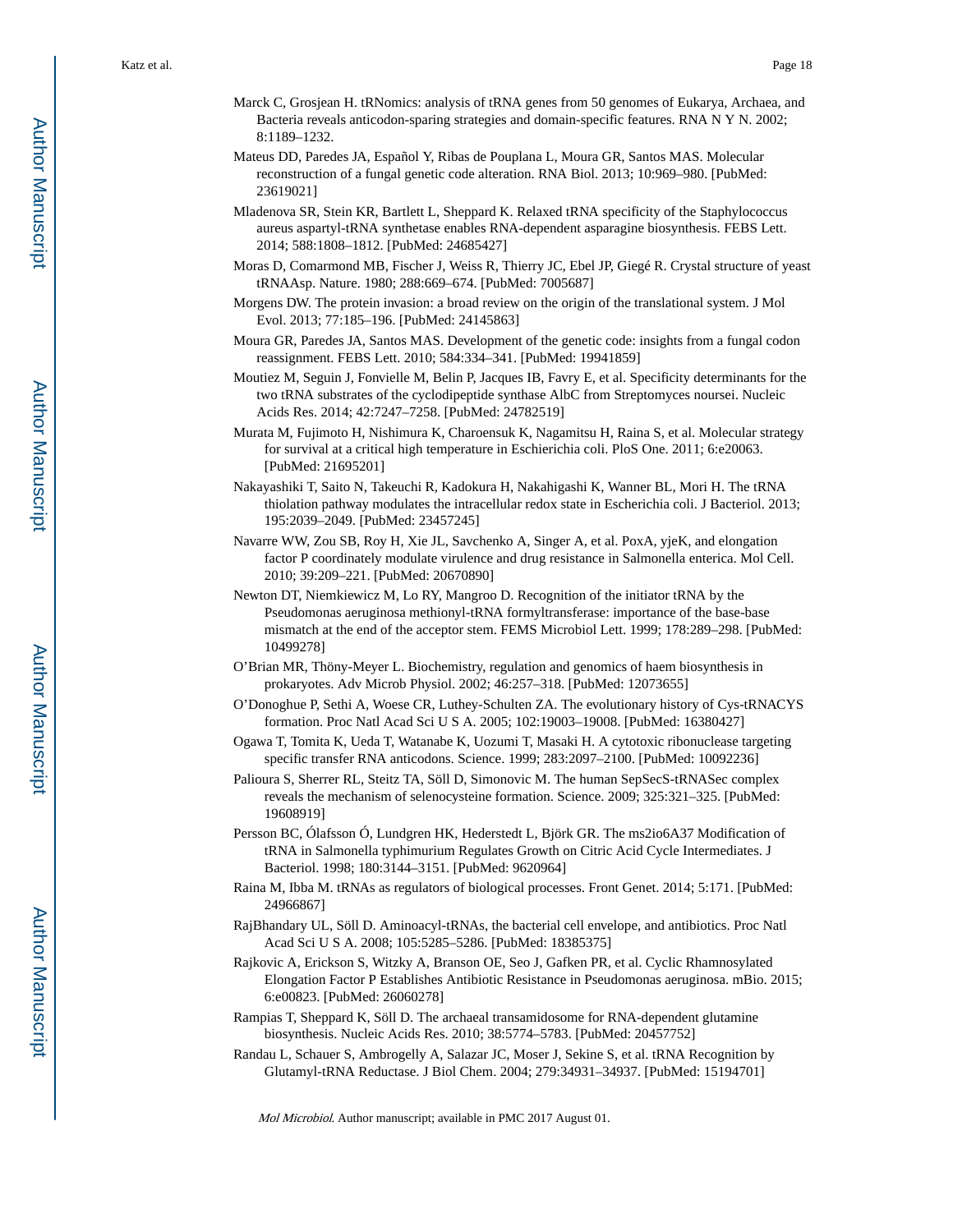Marck C, Grosjean H. tRNomics: analysis of tRNA genes from 50 genomes of Eukarya, Archaea, and Bacteria reveals anticodon-sparing strategies and domain-specific features. RNA N Y N. 2002; 8:1189–1232.

Mateus DD, Paredes JA, Español Y, Ribas de Pouplana L, Moura GR, Santos MAS. Molecular reconstruction of a fungal genetic code alteration. RNA Biol. 2013; 10:969–980. [PubMed: 23619021]

Mladenova SR, Stein KR, Bartlett L, Sheppard K. Relaxed tRNA specificity of the Staphylococcus aureus aspartyl-tRNA synthetase enables RNA-dependent asparagine biosynthesis. FEBS Lett. 2014; 588:1808–1812. [PubMed: 24685427]

Moras D, Comarmond MB, Fischer J, Weiss R, Thierry JC, Ebel JP, Giegé R. Crystal structure of yeast tRNAAsp. Nature. 1980; 288:669–674. [PubMed: 7005687]

Morgens DW. The protein invasion: a broad review on the origin of the translational system. J Mol Evol. 2013; 77:185–196. [PubMed: 24145863]

Moura GR, Paredes JA, Santos MAS. Development of the genetic code: insights from a fungal codon reassignment. FEBS Lett. 2010; 584:334–341. [PubMed: 19941859]

Moutiez M, Seguin J, Fonvielle M, Belin P, Jacques IB, Favry E, et al. Specificity determinants for the two tRNA substrates of the cyclodipeptide synthase AlbC from Streptomyces noursei. Nucleic Acids Res. 2014; 42:7247–7258. [PubMed: 24782519]

Murata M, Fujimoto H, Nishimura K, Charoensuk K, Nagamitsu H, Raina S, et al. Molecular strategy for survival at a critical high temperature in Eschierichia coli. PloS One. 2011; 6:e20063. [PubMed: 21695201]

Nakayashiki T, Saito N, Takeuchi R, Kadokura H, Nakahigashi K, Wanner BL, Mori H. The tRNA thiolation pathway modulates the intracellular redox state in Escherichia coli. J Bacteriol. 2013; 195:2039–2049. [PubMed: 23457245]

Navarre WW, Zou SB, Roy H, Xie JL, Savchenko A, Singer A, et al. PoxA, yjeK, and elongation factor P coordinately modulate virulence and drug resistance in Salmonella enterica. Mol Cell. 2010; 39:209–221. [PubMed: 20670890]

Newton DT, Niemkiewicz M, Lo RY, Mangroo D. Recognition of the initiator tRNA by the Pseudomonas aeruginosa methionyl-tRNA formyltransferase: importance of the base-base mismatch at the end of the acceptor stem. FEMS Microbiol Lett. 1999; 178:289–298. [PubMed: 10499278]

O'Brian MR, Thöny-Meyer L. Biochemistry, regulation and genomics of haem biosynthesis in prokaryotes. Adv Microb Physiol. 2002; 46:257–318. [PubMed: 12073655]

O'Donoghue P, Sethi A, Woese CR, Luthey-Schulten ZA. The evolutionary history of Cys-tRNACYS formation. Proc Natl Acad Sci U S A. 2005; 102:19003–19008. [PubMed: 16380427]

Ogawa T, Tomita K, Ueda T, Watanabe K, Uozumi T, Masaki H. A cytotoxic ribonuclease targeting specific transfer RNA anticodons. Science. 1999; 283:2097–2100. [PubMed: 10092236]

Palioura S, Sherrer RL, Steitz TA, Söll D, Simonovic M. The human SepSecS-tRNASec complex reveals the mechanism of selenocysteine formation. Science. 2009; 325:321–325. [PubMed: 19608919]

Persson BC, Ólafsson Ó, Lundgren HK, Hederstedt L, Björk GR. The ms2io6A37 Modification of tRNA in Salmonella typhimurium Regulates Growth on Citric Acid Cycle Intermediates. J Bacteriol. 1998; 180:3144–3151. [PubMed: 9620964]

Raina M, Ibba M. tRNAs as regulators of biological processes. Front Genet. 2014; 5:171. [PubMed: 24966867]

RajBhandary UL, Söll D. Aminoacyl-tRNAs, the bacterial cell envelope, and antibiotics. Proc Natl Acad Sci U S A. 2008; 105:5285–5286. [PubMed: 18385375]

Rajkovic A, Erickson S, Witzky A, Branson OE, Seo J, Gafken PR, et al. Cyclic Rhamnosylated Elongation Factor P Establishes Antibiotic Resistance in Pseudomonas aeruginosa. mBio. 2015; 6:e00823. [PubMed: 26060278]

Rampias T, Sheppard K, Söll D. The archaeal transamidosome for RNA-dependent glutamine biosynthesis. Nucleic Acids Res. 2010; 38:5774–5783. [PubMed: 20457752]

Randau L, Schauer S, Ambrogelly A, Salazar JC, Moser J, Sekine S, et al. tRNA Recognition by Glutamyl-tRNA Reductase. J Biol Chem. 2004; 279:34931–34937. [PubMed: 15194701]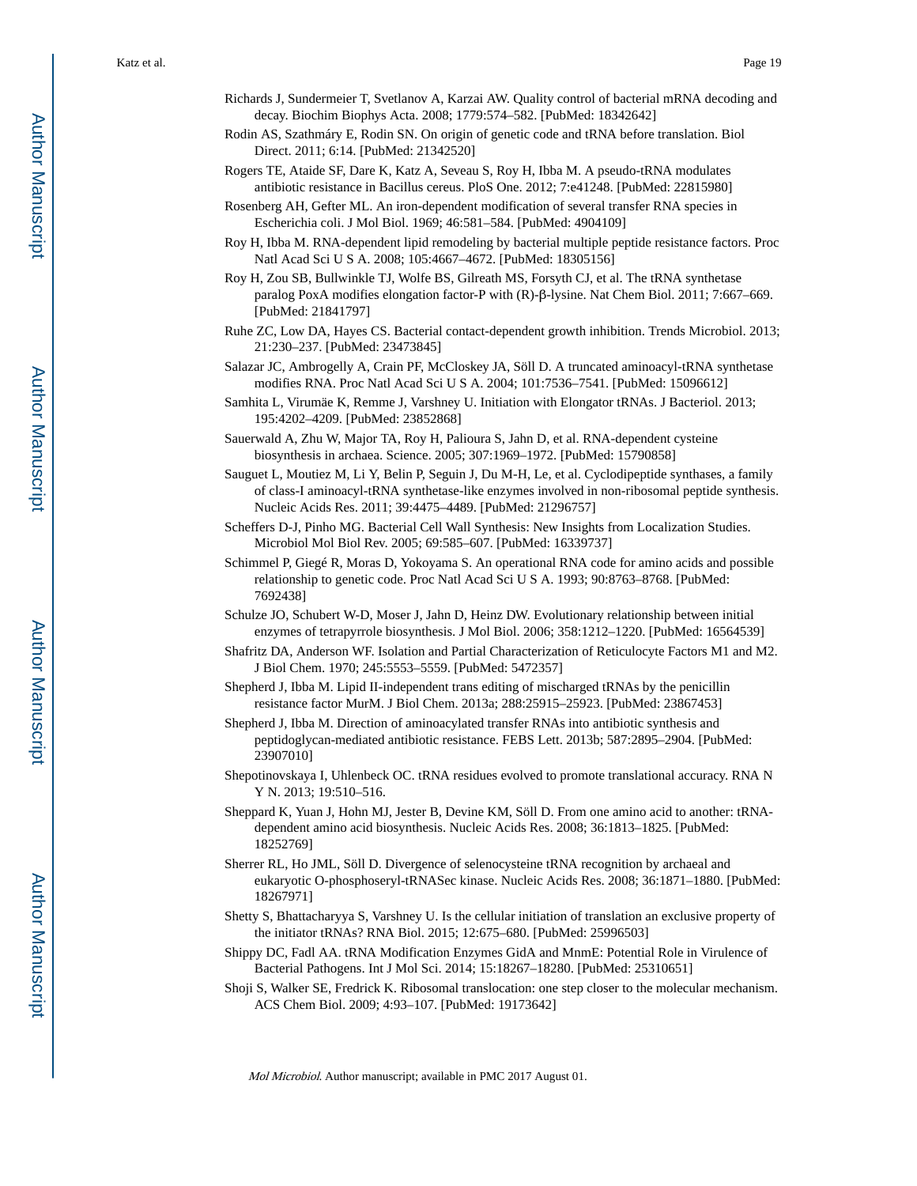Richards J, Sundermeier T, Svetlanov A, Karzai AW. Quality control of bacterial mRNA decoding and decay. Biochim Biophys Acta. 2008; 1779:574–582. [PubMed: 18342642]

Rodin AS, Szathmáry E, Rodin SN. On origin of genetic code and tRNA before translation. Biol Direct. 2011; 6:14. [PubMed: 21342520]

Rogers TE, Ataide SF, Dare K, Katz A, Seveau S, Roy H, Ibba M. A pseudo-tRNA modulates antibiotic resistance in Bacillus cereus. PloS One. 2012; 7:e41248. [PubMed: 22815980]

Rosenberg AH, Gefter ML. An iron-dependent modification of several transfer RNA species in Escherichia coli. J Mol Biol. 1969; 46:581–584. [PubMed: 4904109]

Roy H, Ibba M. RNA-dependent lipid remodeling by bacterial multiple peptide resistance factors. Proc Natl Acad Sci U S A. 2008; 105:4667–4672. [PubMed: 18305156]

Roy H, Zou SB, Bullwinkle TJ, Wolfe BS, Gilreath MS, Forsyth CJ, et al. The tRNA synthetase paralog PoxA modifies elongation factor-P with (R)-β-lysine. Nat Chem Biol. 2011; 7:667–669. [PubMed: 21841797]

Ruhe ZC, Low DA, Hayes CS. Bacterial contact-dependent growth inhibition. Trends Microbiol. 2013; 21:230–237. [PubMed: 23473845]

Salazar JC, Ambrogelly A, Crain PF, McCloskey JA, Söll D. A truncated aminoacyl-tRNA synthetase modifies RNA. Proc Natl Acad Sci U S A. 2004; 101:7536–7541. [PubMed: 15096612]

Samhita L, Virumäe K, Remme J, Varshney U. Initiation with Elongator tRNAs. J Bacteriol. 2013; 195:4202–4209. [PubMed: 23852868]

Sauerwald A, Zhu W, Major TA, Roy H, Palioura S, Jahn D, et al. RNA-dependent cysteine biosynthesis in archaea. Science. 2005; 307:1969–1972. [PubMed: 15790858]

Sauguet L, Moutiez M, Li Y, Belin P, Seguin J, Du M-H, Le, et al. Cyclodipeptide synthases, a family of class-I aminoacyl-tRNA synthetase-like enzymes involved in non-ribosomal peptide synthesis. Nucleic Acids Res. 2011; 39:4475–4489. [PubMed: 21296757]

Scheffers D-J, Pinho MG. Bacterial Cell Wall Synthesis: New Insights from Localization Studies. Microbiol Mol Biol Rev. 2005; 69:585–607. [PubMed: 16339737]

Schimmel P, Giegé R, Moras D, Yokoyama S. An operational RNA code for amino acids and possible relationship to genetic code. Proc Natl Acad Sci U S A. 1993; 90:8763–8768. [PubMed: 7692438]

Schulze JO, Schubert W-D, Moser J, Jahn D, Heinz DW. Evolutionary relationship between initial enzymes of tetrapyrrole biosynthesis. J Mol Biol. 2006; 358:1212–1220. [PubMed: 16564539]

Shafritz DA, Anderson WF. Isolation and Partial Characterization of Reticulocyte Factors M1 and M2. J Biol Chem. 1970; 245:5553–5559. [PubMed: 5472357]

Shepherd J, Ibba M. Lipid II-independent trans editing of mischarged tRNAs by the penicillin resistance factor MurM. J Biol Chem. 2013a; 288:25915–25923. [PubMed: 23867453]

Shepherd J, Ibba M. Direction of aminoacylated transfer RNAs into antibiotic synthesis and peptidoglycan-mediated antibiotic resistance. FEBS Lett. 2013b; 587:2895–2904. [PubMed: 23907010]

Shepotinovskaya I, Uhlenbeck OC. tRNA residues evolved to promote translational accuracy. RNA N Y N. 2013; 19:510–516.

Sheppard K, Yuan J, Hohn MJ, Jester B, Devine KM, Söll D. From one amino acid to another: tRNA-dependent amino acid biosynthesis. Nucleic Acids Res. 2008; 36:1813–1825. [PubMed: 18252769]

Sherrer RL, Ho JML, Söll D. Divergence of selenocysteine tRNA recognition by archaeal and eukaryotic O-phosphoseryl-tRNASec kinase. Nucleic Acids Res. 2008; 36:1871–1880. [PubMed: 18267971]

Shetty S, Bhattacharyya S, Varshney U. Is the cellular initiation of translation an exclusive property of the initiator tRNAs? RNA Biol. 2015; 12:675–680. [PubMed: 25996503]

Shippy DC, Fadl AA. tRNA Modification Enzymes GidA and MnmE: Potential Role in Virulence of Bacterial Pathogens. Int J Mol Sci. 2014; 15:18267–18280. [PubMed: 25310651]

Shoji S, Walker SE, Fredrick K. Ribosomal translocation: one step closer to the molecular mechanism. ACS Chem Biol. 2009; 4:93–107. [PubMed: 19173642]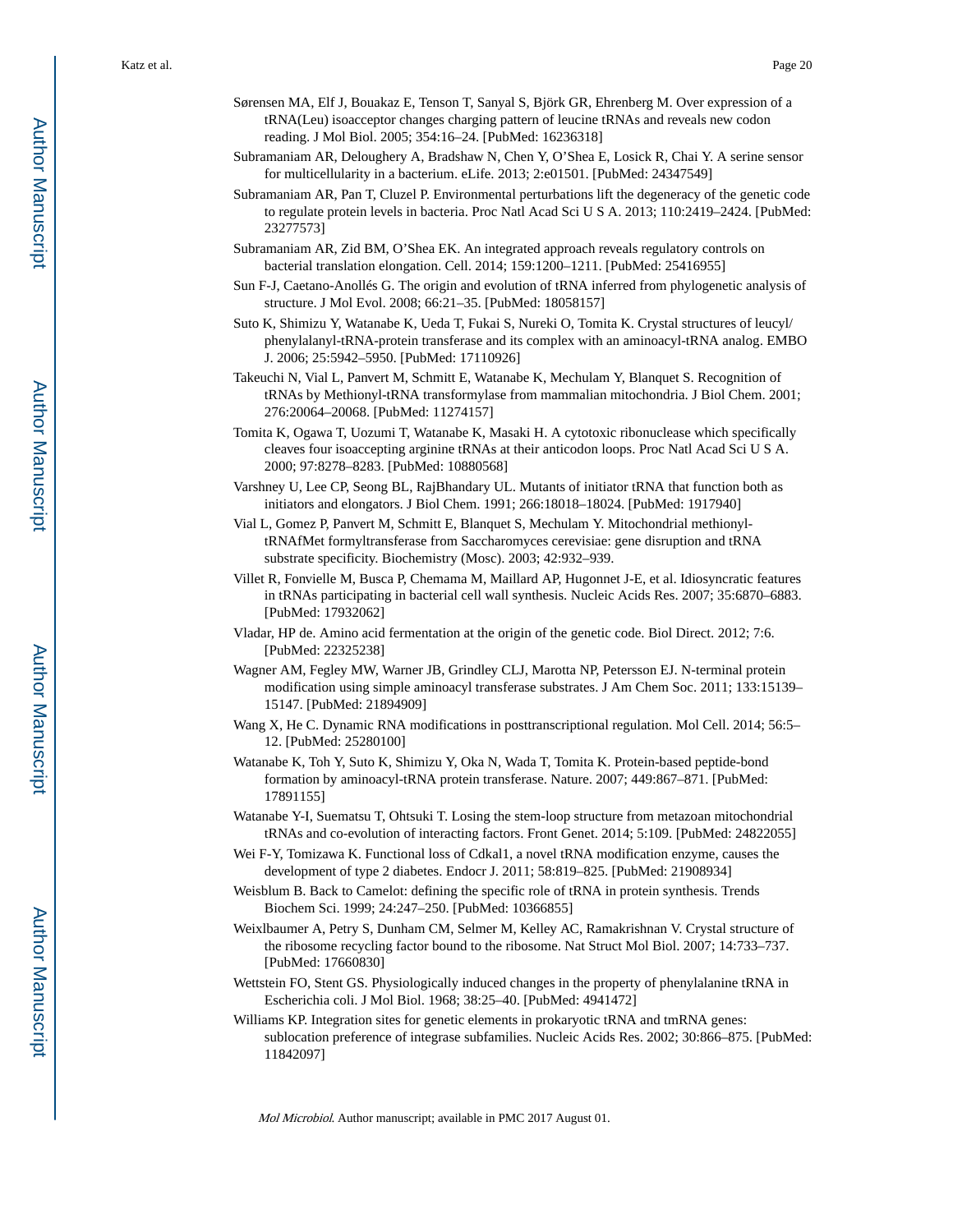Sørensen MA, Elf J, Bouakaz E, Tenson T, Sanyal S, Björk GR, Ehrenberg M. Over expression of a tRNA(Leu) isoacceptor changes charging pattern of leucine tRNAs and reveals new codon reading. J Mol Biol. 2005; 354:16–24. [PubMed: 16236318]

Subramaniam AR, Deloughery A, Bradshaw N, Chen Y, O'Shea E, Losick R, Chai Y. A serine sensor for multicellularity in a bacterium. eLife. 2013; 2:e01501. [PubMed: 24347549]

Subramaniam AR, Pan T, Cluzel P. Environmental perturbations lift the degeneracy of the genetic code to regulate protein levels in bacteria. Proc Natl Acad Sci U S A. 2013; 110:2419–2424. [PubMed: 23277573]

Subramaniam AR, Zid BM, O'Shea EK. An integrated approach reveals regulatory controls on bacterial translation elongation. Cell. 2014; 159:1200–1211. [PubMed: 25416955]

Sun F-J, Caetano-Anollés G. The origin and evolution of tRNA inferred from phylogenetic analysis of structure. J Mol Evol. 2008; 66:21–35. [PubMed: 18058157]

Suto K, Shimizu Y, Watanabe K, Ueda T, Fukai S, Nureki O, Tomita K. Crystal structures of leucyl/phenylalanyl-tRNA-protein transferase and its complex with an aminoacyl-tRNA analog. EMBO J. 2006; 25:5942–5950. [PubMed: 17110926]

Takeuchi N, Vial L, Panvert M, Schmitt E, Watanabe K, Mechulam Y, Blanquet S. Recognition of tRNAs by Methionyl-tRNA transformylase from mammalian mitochondria. J Biol Chem. 2001; 276:20064–20068. [PubMed: 11274157]

Tomita K, Ogawa T, Uozumi T, Watanabe K, Masaki H. A cytotoxic ribonuclease which specifically cleaves four isoaccepting arginine tRNAs at their anticodon loops. Proc Natl Acad Sci U S A. 2000; 97:8278–8283. [PubMed: 10880568]

Varshney U, Lee CP, Seong BL, RajBhandary UL. Mutants of initiator tRNA that function both as initiators and elongators. J Biol Chem. 1991; 266:18018–18024. [PubMed: 1917940]

Vial L, Gomez P, Panvert M, Schmitt E, Blanquet S, Mechulam Y. Mitochondrial methionyl-tRNAfMet formyltransferase from Saccharomyces cerevisiae: gene disruption and tRNA substrate specificity. Biochemistry (Mosc). 2003; 42:932–939.

Villet R, Fonvielle M, Busca P, Chemama M, Maillard AP, Hugonnet J-E, et al. Idiosyncratic features in tRNAs participating in bacterial cell wall synthesis. Nucleic Acids Res. 2007; 35:6870–6883. [PubMed: 17932062]

Vladar, HP de. Amino acid fermentation at the origin of the genetic code. Biol Direct. 2012; 7:6. [PubMed: 22325238]

Wagner AM, Fegley MW, Warner JB, Grindley CLJ, Marotta NP, Petersson EJ. N-terminal protein modification using simple aminoacyl transferase substrates. J Am Chem Soc. 2011; 133:15139–15147. [PubMed: 21894909]

Wang X, He C. Dynamic RNA modifications in posttranscriptional regulation. Mol Cell. 2014; 56:5–12. [PubMed: 25280100]

Watanabe K, Toh Y, Suto K, Shimizu Y, Oka N, Wada T, Tomita K. Protein-based peptide-bond formation by aminoacyl-tRNA protein transferase. Nature. 2007; 449:867–871. [PubMed: 17891155]

Watanabe Y-I, Suematsu T, Ohtsuki T. Losing the stem-loop structure from metazoan mitochondrial tRNAs and co-evolution of interacting factors. Front Genet. 2014; 5:109. [PubMed: 24822055]

Wei F-Y, Tomizawa K. Functional loss of Cdkal1, a novel tRNA modification enzyme, causes the development of type 2 diabetes. Endocr J. 2011; 58:819–825. [PubMed: 21908934]

Weisblum B. Back to Camelot: defining the specific role of tRNA in protein synthesis. Trends Biochem Sci. 1999; 24:247–250. [PubMed: 10366855]

Weixlbaumer A, Petry S, Dunham CM, Selmer M, Kelley AC, Ramakrishnan V. Crystal structure of the ribosome recycling factor bound to the ribosome. Nat Struct Mol Biol. 2007; 14:733–737. [PubMed: 17660830]

Wettstein FO, Stent GS. Physiologically induced changes in the property of phenylalanine tRNA in Escherichia coli. J Mol Biol. 1968; 38:25–40. [PubMed: 4941472]

Williams KP. Integration sites for genetic elements in prokaryotic tRNA and tmRNA genes: sublocation preference of integrase subfamilies. Nucleic Acids Res. 2002; 30:866–875. [PubMed: 11842097]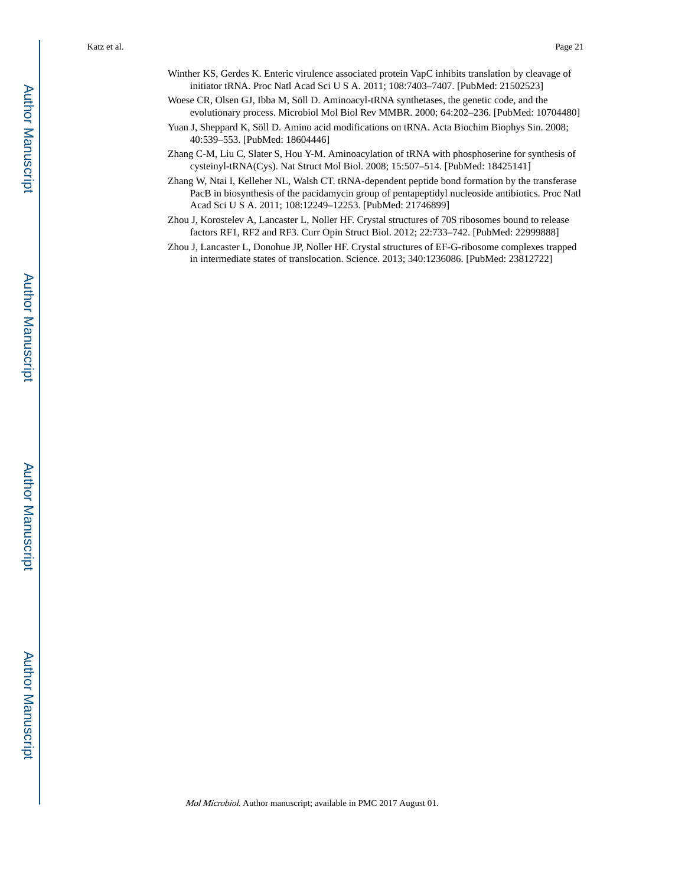Winther KS, Gerdes K. Enteric virulence associated protein VapC inhibits translation by cleavage of initiator tRNA. Proc Natl Acad Sci U S A. 2011; 108:7403–7407. [PubMed: 21502523]

Woese CR, Olsen GJ, Ibba M, Söll D. Aminoacyl-tRNA synthetases, the genetic code, and the evolutionary process. Microbiol Mol Biol Rev MMBR. 2000; 64:202–236. [PubMed: 10704480]

Yuan J, Sheppard K, Söll D. Amino acid modifications on tRNA. Acta Biochim Biophys Sin. 2008; 40:539–553. [PubMed: 18604446]

Zhang C-M, Liu C, Slater S, Hou Y-M. Aminoacylation of tRNA with phosphoserine for synthesis of cysteinyl-tRNA(Cys). Nat Struct Mol Biol. 2008; 15:507–514. [PubMed: 18425141]

Zhang W, Ntai I, Kelleher NL, Walsh CT. tRNA-dependent peptide bond formation by the transferase PacB in biosynthesis of the pacidamycin group of pentapeptidyl nucleoside antibiotics. Proc Natl Acad Sci U S A. 2011; 108:12249–12253. [PubMed: 21746899]

Zhou J, Korostelev A, Lancaster L, Noller HF. Crystal structures of 70S ribosomes bound to release factors RF1, RF2 and RF3. Curr Opin Struct Biol. 2012; 22:733–742. [PubMed: 22999888]

Zhou J, Lancaster L, Donohue JP, Noller HF. Crystal structures of EF-G-ribosome complexes trapped in intermediate states of translocation. Science. 2013; 340:1236086. [PubMed: 23812722]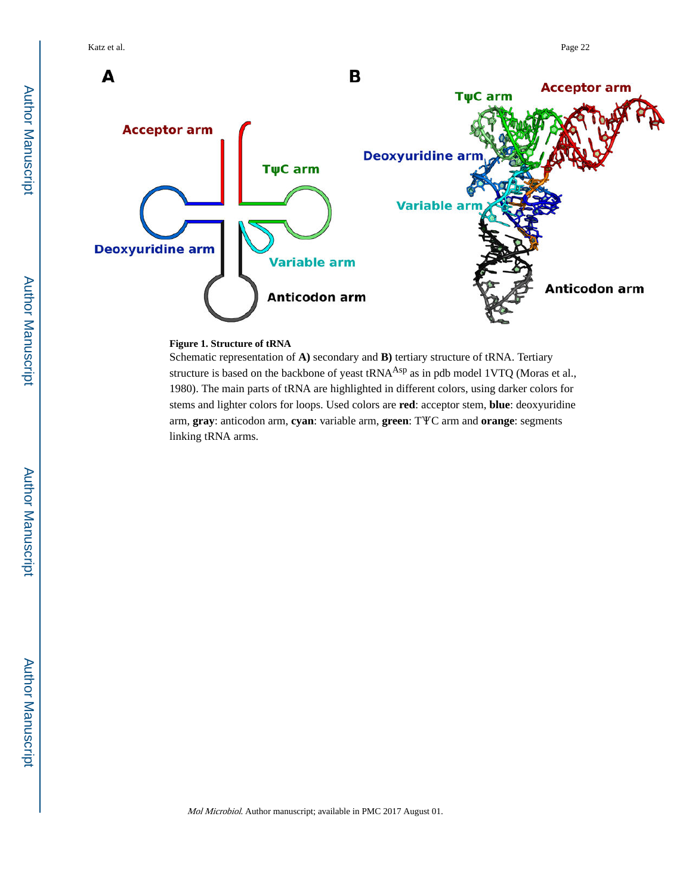**Figure 1. Structure of tRNA**

Schematic representation of **A)** secondary and **B)** tertiary structure of tRNA. Tertiary structure is based on the backbone of yeast $tRNA^{Asp}$ as in pdb model 1VTQ (Moras et al., 1980). The main parts of tRNA are highlighted in different colors, using darker colors for stems and lighter colors for loops. Used colors are **red**: acceptor stem, **blue**: deoxyuridine arm, **gray**: anticodon arm, **cyan**: variable arm, **green**: TΨC arm and **orange**: segments linking tRNA arms.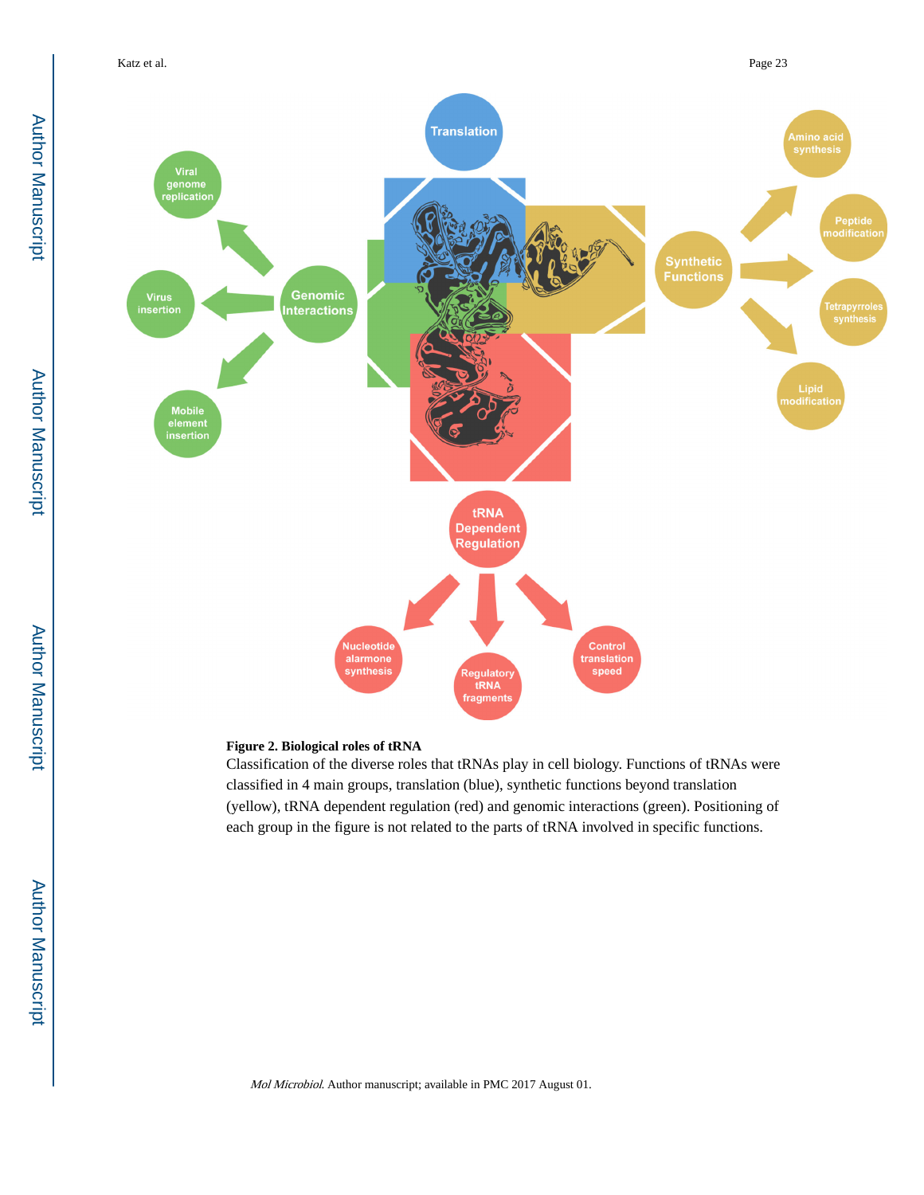Translation

Viral genome replication

Virus insertion

Mobile element insertion

Genomic Interactions

Synthetic Functions

Amino acid synthesis

Peptide modification

Tetrapyrroles synthesis

Lipid modification

tRNA Dependent Regulation

Nucleotide alarmone synthesis

Regulatory tRNA fragments

Control translation speed

**Figure 2. Biological roles of tRNA**

Classification of the diverse roles that tRNAs play in cell biology. Functions of tRNAs were classified in 4 main groups, translation (blue), synthetic functions beyond translation (yellow), tRNA dependent regulation (red) and genomic interactions (green). Positioning of each group in the figure is not related to the parts of tRNA involved in specific functions.